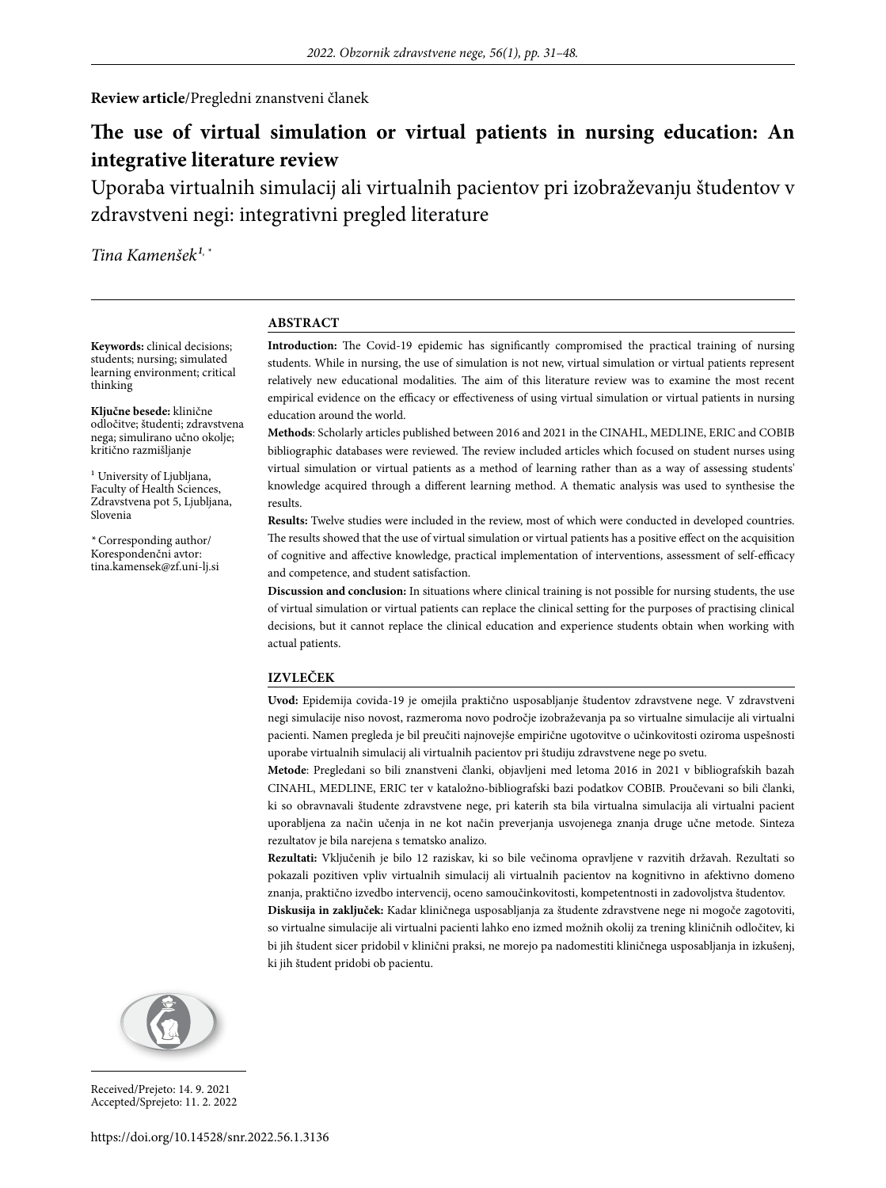**Review article**/Pregledni znanstveni članek

# The use of virtual simulation or virtual patients in nursing education: An integrative literature review

## Uporaba virtualnih simulacij ali virtualnih pacientov pri izobraževanju študentov v zdravstveni negi: integrativni pregled literature

*Tina Kamenšek*[1, *]

**Keywords:** clinical decisions; students; nursing; simulated learning environment; critical thinking

**Ključne besede:** klinične odločitve; študenti; zdravstvena nega; simulirano učno okolje; kritično razmišljanje

[1] University of Ljubljana, Faculty of Health Sciences, Zdravstvena pot 5, Ljubljana, Slovenia

[*] Corresponding author/ Korespondenčni avtor: tina.kamensek@zf.uni-lj.si

### ABSTRACT

**Introduction:** The Covid-19 epidemic has significantly compromised the practical training of nursing students. While in nursing, the use of simulation is not new, virtual simulation or virtual patients represent relatively new educational modalities. The aim of this literature review was to examine the most recent empirical evidence on the efficacy or effectiveness of using virtual simulation or virtual patients in nursing education around the world.

**Methods**: Scholarly articles published between 2016 and 2021 in the CINAHL, MEDLINE, ERIC and COBIB bibliographic databases were reviewed. The review included articles which focused on student nurses using virtual simulation or virtual patients as a method of learning rather than as a way of assessing students' knowledge acquired through a different learning method. A thematic analysis was used to synthesise the results.

**Results:** Twelve studies were included in the review, most of which were conducted in developed countries. The results showed that the use of virtual simulation or virtual patients has a positive effect on the acquisition of cognitive and affective knowledge, practical implementation of interventions, assessment of self-efficacy and competence, and student satisfaction.

**Discussion and conclusion:** In situations where clinical training is not possible for nursing students, the use of virtual simulation or virtual patients can replace the clinical setting for the purposes of practising clinical decisions, but it cannot replace the clinical education and experience students obtain when working with actual patients.

### IZVLEČEK

**Uvod:** Epidemija covida-19 je omejila praktično usposabljanje študentov zdravstvene nege. V zdravstveni negi simulacije niso novost, razmeroma novo področje izobraževanja pa so virtualne simulacije ali virtualni pacienti. Namen pregleda je bil preučiti najnovejše empirične ugotovitve o učinkovitosti oziroma uspešnosti uporabe virtualnih simulacij ali virtualnih pacientov pri študiju zdravstvene nege po svetu.

**Metode**: Pregledani so bili znanstveni članki, objavljeni med letoma 2016 in 2021 v bibliografskih bazah CINAHL, MEDLINE, ERIC ter v kataložno-bibliografski bazi podatkov COBIB. Proučevani so bili članki, ki so obravnavali študente zdravstvene nege, pri katerih sta bila virtualna simulacija ali virtualni pacient uporabljena za način učenja in ne kot način preverjanja usvojenega znanja druge učne metode. Sinteza rezultatov je bila narejena s tematsko analizo.

**Rezultati:** Vključenih je bilo 12 raziskav, ki so bile večinoma opravljene v razvitih državah. Rezultati so pokazali pozitiven vpliv virtualnih simulacij ali virtualnih pacientov na kognitivno in afektivno domeno znanja, praktično izvedbo intervencij, oceno samoučinkovitosti, kompetentnosti in zadovoljstva študentov.

**Diskusija in zaključek:** Kadar kliničnega usposabljanja za študente zdravstvene nege ni mogoče zagotoviti, so virtualne simulacije ali virtualni pacienti lahko eno izmed možnih okolij za trening kliničnih odločitev, ki bi jih študent sicer pridobil v klinični praksi, ne morejo pa nadomestiti kliničnega usposabljanja in izkušenj, ki jih študent pridobi ob pacientu.

Received/Prejeto: 14. 9. 2021
Accepted/Sprejeto: 11. 2. 2022

https://doi.org/10.14528/snr.2022.56.1.3136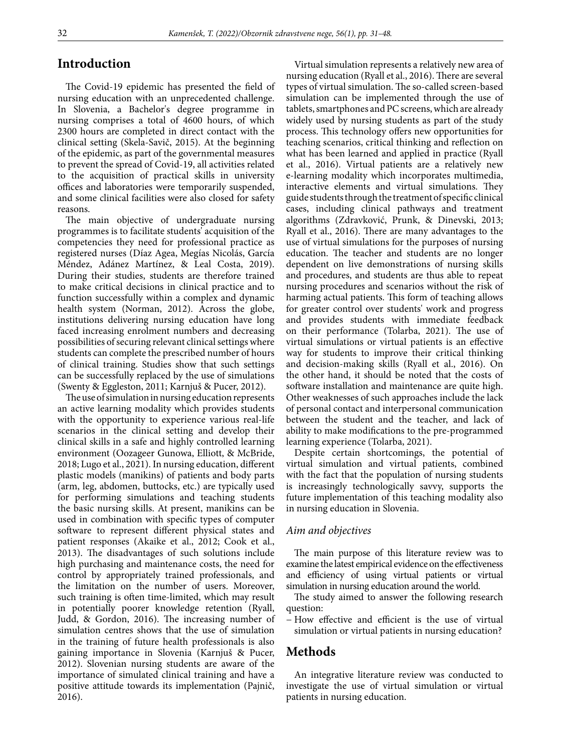## Introduction

The Covid-19 epidemic has presented the field of nursing education with an unprecedented challenge. In Slovenia, a Bachelor's degree programme in nursing comprises a total of 4600 hours, of which 2300 hours are completed in direct contact with the clinical setting (Skela-Savič, 2015). At the beginning of the epidemic, as part of the governmental measures to prevent the spread of Covid-19, all activities related to the acquisition of practical skills in university offices and laboratories were temporarily suspended, and some clinical facilities were also closed for safety reasons.

The main objective of undergraduate nursing programmes is to facilitate students' acquisition of the competencies they need for professional practice as registered nurses (Díaz Agea, Megías Nicolás, García Méndez, Adánez Martínez, & Leal Costa, 2019). During their studies, students are therefore trained to make critical decisions in clinical practice and to function successfully within a complex and dynamic health system (Norman, 2012). Across the globe, institutions delivering nursing education have long faced increasing enrolment numbers and decreasing possibilities of securing relevant clinical settings where students can complete the prescribed number of hours of clinical training. Studies show that such settings can be successfully replaced by the use of simulations (Swenty & Eggleston, 2011; Karnjuš & Pucer, 2012).

The use of simulation in nursing education represents an active learning modality which provides students with the opportunity to experience various real-life scenarios in the clinical setting and develop their clinical skills in a safe and highly controlled learning environment (Oozageer Gunowa, Elliott, & McBride, 2018; Lugo et al., 2021). In nursing education, different plastic models (manikins) of patients and body parts (arm, leg, abdomen, buttocks, etc.) are typically used for performing simulations and teaching students the basic nursing skills. At present, manikins can be used in combination with specific types of computer software to represent different physical states and patient responses (Akaike et al., 2012; Cook et al., 2013). The disadvantages of such solutions include high purchasing and maintenance costs, the need for control by appropriately trained professionals, and the limitation on the number of users. Moreover, such training is often time-limited, which may result in potentially poorer knowledge retention (Ryall, Judd, & Gordon, 2016). The increasing number of simulation centres shows that the use of simulation in the training of future health professionals is also gaining importance in Slovenia (Karnjuš & Pucer, 2012). Slovenian nursing students are aware of the importance of simulated clinical training and have a positive attitude towards its implementation (Pajnič, 2016).

Virtual simulation represents a relatively new area of nursing education (Ryall et al., 2016). There are several types of virtual simulation. The so-called screen-based simulation can be implemented through the use of tablets, smartphones and PC screens, which are already widely used by nursing students as part of the study process. This technology offers new opportunities for teaching scenarios, critical thinking and reflection on what has been learned and applied in practice (Ryall et al., 2016). Virtual patients are a relatively new e-learning modality which incorporates multimedia, interactive elements and virtual simulations. They guide students through the treatment of specific clinical cases, including clinical pathways and treatment algorithms (Zdravković, Prunk, & Dinevski, 2013; Ryall et al., 2016). There are many advantages to the use of virtual simulations for the purposes of nursing education. The teacher and students are no longer dependent on live demonstrations of nursing skills and procedures, and students are thus able to repeat nursing procedures and scenarios without the risk of harming actual patients. This form of teaching allows for greater control over students' work and progress and provides students with immediate feedback on their performance (Tolarba, 2021). The use of virtual simulations or virtual patients is an effective way for students to improve their critical thinking and decision-making skills (Ryall et al., 2016). On the other hand, it should be noted that the costs of software installation and maintenance are quite high. Other weaknesses of such approaches include the lack of personal contact and interpersonal communication between the student and the teacher, and lack of ability to make modifications to the pre-programmed learning experience (Tolarba, 2021).

Despite certain shortcomings, the potential of virtual simulation and virtual patients, combined with the fact that the population of nursing students is increasingly technologically savvy, supports the future implementation of this teaching modality also in nursing education in Slovenia.

### *Aim and objectives*

The main purpose of this literature review was to examine the latest empirical evidence on the effectiveness and efficiency of using virtual patients or virtual simulation in nursing education around the world.

The study aimed to answer the following research question:

– How effective and efficient is the use of virtual simulation or virtual patients in nursing education?

## Methods

An integrative literature review was conducted to investigate the use of virtual simulation or virtual patients in nursing education.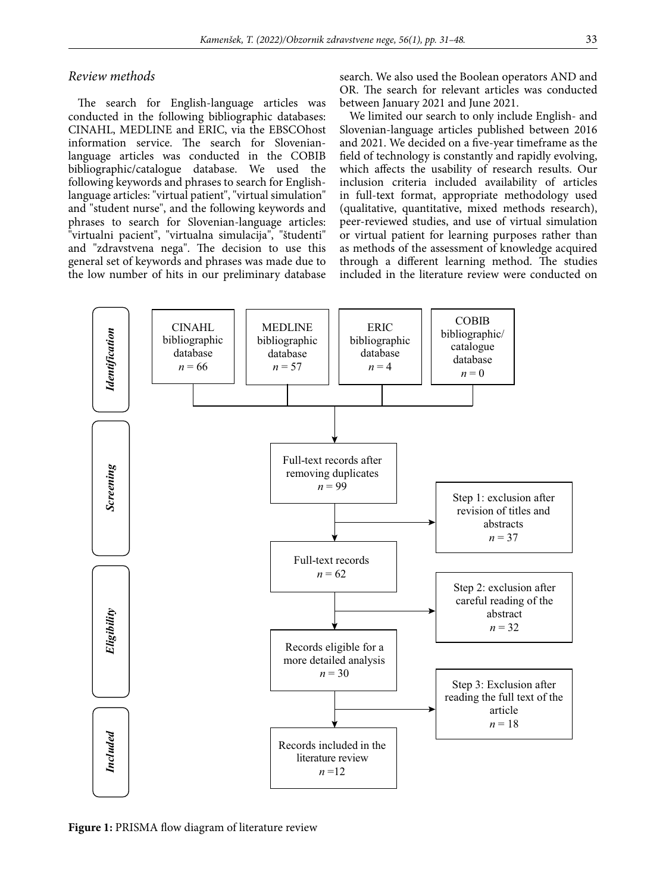### *Review methods*

The search for English-language articles was conducted in the following bibliographic databases: CINAHL, MEDLINE and ERIC, via the EBSCOhost information service. The search for Slovenian-language articles was conducted in the COBIB bibliographic/catalogue database. We used the following keywords and phrases to search for English-language articles: "virtual patient", "virtual simulation" and "student nurse", and the following keywords and phrases to search for Slovenian-language articles: "virtualni pacient", "virtualna simulacija", "študenti" and "zdravstvena nega". The decision to use this general set of keywords and phrases was made due to the low number of hits in our preliminary database search. We also used the Boolean operators AND and OR. The search for relevant articles was conducted between January 2021 and June 2021.

We limited our search to only include English- and Slovenian-language articles published between 2016 and 2021. We decided on a five-year timeframe as the field of technology is constantly and rapidly evolving, which affects the usability of research results. Our inclusion criteria included availability of articles in full-text format, appropriate methodology used (qualitative, quantitative, mixed methods research), peer-reviewed studies, and use of virtual simulation or virtual patient for learning purposes rather than as methods of the assessment of knowledge acquired through a different learning method. The studies included in the literature review were conducted on

**Identification**

- CINAHL bibliographic database $n = 66$
- MEDLINE bibliographic database $n = 57$
- ERIC bibliographic database $n = 4$
- COBIB bibliographic/catalogue database $n = 0$

**Screening**

- Full-text records after removing duplicates $n = 99$
- Step 1: exclusion after revision of titles and abstracts $n = 37$
- Full-text records $n = 62$

**Eligibility**

- Step 2: exclusion after careful reading of the abstract $n = 32$
- Records eligible for a more detailed analysis $n = 30$
- Step 3: Exclusion after reading the full text of the article $n = 18$

**Included**

- Records included in the literature review $n = 12$

**Figure 1:** PRISMA flow diagram of literature review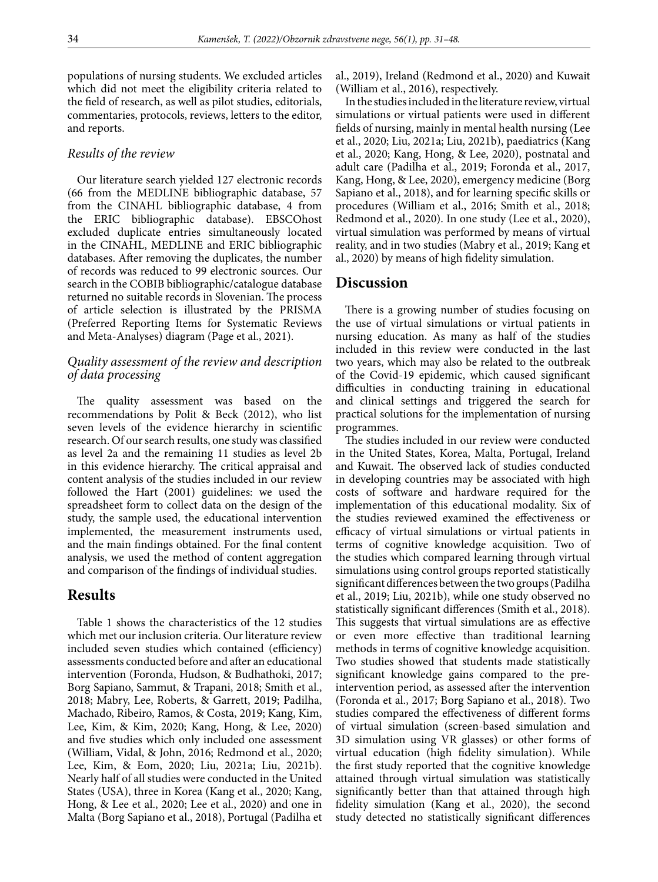populations of nursing students. We excluded articles which did not meet the eligibility criteria related to the field of research, as well as pilot studies, editorials, commentaries, protocols, reviews, letters to the editor, and reports.

### *Results of the review*

Our literature search yielded 127 electronic records (66 from the MEDLINE bibliographic database, 57 from the CINAHL bibliographic database, 4 from the ERIC bibliographic database). EBSCOhost excluded duplicate entries simultaneously located in the CINAHL, MEDLINE and ERIC bibliographic databases. After removing the duplicates, the number of records was reduced to 99 electronic sources. Our search in the COBIB bibliographic/catalogue database returned no suitable records in Slovenian. The process of article selection is illustrated by the PRISMA (Preferred Reporting Items for Systematic Reviews and Meta-Analyses) diagram (Page et al., 2021).

### *Quality assessment of the review and description of data processing*

The quality assessment was based on the recommendations by Polit & Beck (2012), who list seven levels of the evidence hierarchy in scientific research. Of our search results, one study was classified as level 2a and the remaining 11 studies as level 2b in this evidence hierarchy. The critical appraisal and content analysis of the studies included in our review followed the Hart (2001) guidelines: we used the spreadsheet form to collect data on the design of the study, the sample used, the educational intervention implemented, the measurement instruments used, and the main findings obtained. For the final content analysis, we used the method of content aggregation and comparison of the findings of individual studies.

## Results

Table 1 shows the characteristics of the 12 studies which met our inclusion criteria. Our literature review included seven studies which contained (efficiency) assessments conducted before and after an educational intervention (Foronda, Hudson, & Budhathoki, 2017; Borg Sapiano, Sammut, & Trapani, 2018; Smith et al., 2018; Mabry, Lee, Roberts, & Garrett, 2019; Padilha, Machado, Ribeiro, Ramos, & Costa, 2019; Kang, Kim, Lee, Kim, & Kim, 2020; Kang, Hong, & Lee, 2020) and five studies which only included one assessment (William, Vidal, & John, 2016; Redmond et al., 2020; Lee, Kim, & Eom, 2020; Liu, 2021a; Liu, 2021b). Nearly half of all studies were conducted in the United States (USA), three in Korea (Kang et al., 2020; Kang, Hong, & Lee et al., 2020; Lee et al., 2020) and one in Malta (Borg Sapiano et al., 2018), Portugal (Padilha et al., 2019), Ireland (Redmond et al., 2020) and Kuwait (William et al., 2016), respectively.

In the studies included in the literature review, virtual simulations or virtual patients were used in different fields of nursing, mainly in mental health nursing (Lee et al., 2020; Liu, 2021a; Liu, 2021b), paediatrics (Kang et al., 2020; Kang, Hong, & Lee, 2020), postnatal and adult care (Padilha et al., 2019; Foronda et al., 2017, Kang, Hong, & Lee, 2020), emergency medicine (Borg Sapiano et al., 2018), and for learning specific skills or procedures (William et al., 2016; Smith et al., 2018; Redmond et al., 2020). In one study (Lee et al., 2020), virtual simulation was performed by means of virtual reality, and in two studies (Mabry et al., 2019; Kang et al., 2020) by means of high fidelity simulation.

## Discussion

There is a growing number of studies focusing on the use of virtual simulations or virtual patients in nursing education. As many as half of the studies included in this review were conducted in the last two years, which may also be related to the outbreak of the Covid-19 epidemic, which caused significant difficulties in conducting training in educational and clinical settings and triggered the search for practical solutions for the implementation of nursing programmes.

The studies included in our review were conducted in the United States, Korea, Malta, Portugal, Ireland and Kuwait. The observed lack of studies conducted in developing countries may be associated with high costs of software and hardware required for the implementation of this educational modality. Six of the studies reviewed examined the effectiveness or efficacy of virtual simulations or virtual patients in terms of cognitive knowledge acquisition. Two of the studies which compared learning through virtual simulations using control groups reported statistically significant differences between the two groups (Padilha et al., 2019; Liu, 2021b), while one study observed no statistically significant differences (Smith et al., 2018). This suggests that virtual simulations are as effective or even more effective than traditional learning methods in terms of cognitive knowledge acquisition. Two studies showed that students made statistically significant knowledge gains compared to the pre-intervention period, as assessed after the intervention (Foronda et al., 2017; Borg Sapiano et al., 2018). Two studies compared the effectiveness of different forms of virtual simulation (screen-based simulation and 3D simulation using VR glasses) or other forms of virtual education (high fidelity simulation). While the first study reported that the cognitive knowledge attained through virtual simulation was statistically significantly better than that attained through high fidelity simulation (Kang et al., 2020), the second study detected no statistically significant differences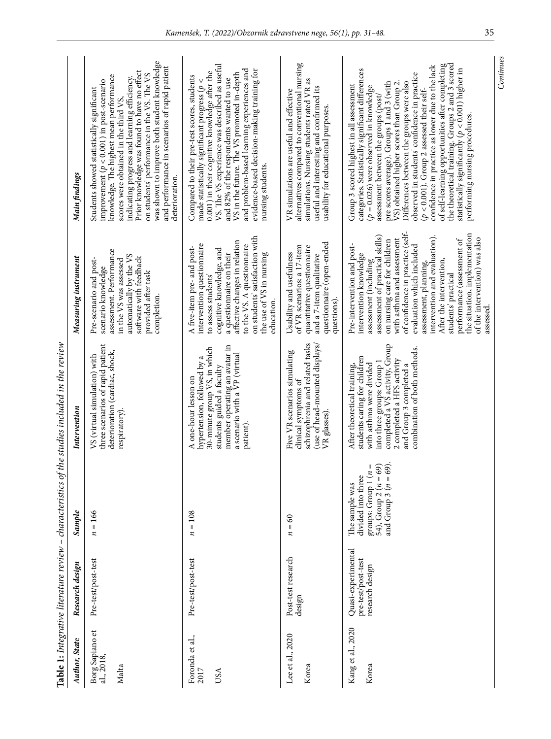**Table 1:** *Integrative literature review – characteristics of the studies included in the review*

| *Author, State* | *Research design* | *Sample* | *Intervention* | *Measuring instrument* | *Main findings* |
|---|---|---|---|---|---|
| Borg Sapiano et al., 2018, Malta | Pre-test/post-test | $n = 166$ | VS (virtual simulation) with three scenarios of rapid patient deterioration (cardiac, shock, respiratory). | Pre-scenario and post-scenario knowledge assessment. Performance in the VS was assessed automatically by the VS software with feedback provided after task completion. | Students showed statistically significant improvement ($p < 0.001$) in post-scenario knowledge. The highest mean performance scores were obtained in the third VS, indicating progress and learning efficiency. Prior knowledge was found to have no effect on students' performance in the VS. The VS was shown to improve both student knowledge and performance in scenarios of rapid patient deterioration. |
| Foronda et al., 2017, USA | Pre-test/post-test | $n = 108$ | A one-hour lesson on hypertension, followed by a 30-minute group VS, in which students guided a faculty member operating an avatar in a scenario with a VP (virtual patient). | A five-item pre- and post-intervention questionnaire to assess students' cognitive knowledge, and a questionnaire on their affective changes in relation to the VS. A questionnaire on students' satisfaction with the use of VS in nursing education. | Compared to their pre-test scores, students made statistically significant progress ($p < 0.001$) in their cognitive knowledge after the VS. The VS experience was described as useful and 82% of the respondents wanted to use VS in the future. The VS promoted in-depth and problem-based learning experiences and evidence-based decision-making training for nursing students. |
| Lee et al., 2020, Korea | Post-test research design | $n = 60$ | Five VR scenarios simulating clinical symptoms of schizophrenia and related tasks (use of head-mounted displays/VR glasses). | Usability and usefulness of VR scenarios: a 17-item quantitative questionnaire and a 7-item qualitative questionnaire (open-ended questions). | VR simulations are useful and effective alternatives compared to conventional nursing simulations. Nursing students rated VR as useful and interesting and confirmed its usability for educational purposes. |
| Kang et al., 2020, Korea | Quasi-experimental pre-test/post-test research design | The sample was divided into three groups: Group 1 ($n = 54$), Group 2 ($n = 69$) and Group 3 ($n = 69$). | After theoretical training, students caring for children with asthma were divided into three groups: Group 1 completed a VS activity, Group 2 completed a HFS activity and Group 3 completed a combination of both methods. | Pre-intervention and post-intervention knowledge assessment (including assessment of practical skills) on nursing care for children with asthma and assessment of confidence in practice (self-evaluation which included assessment, planning, intervention and evaluation). After the intervention, students' practical performance (assessment of the situation, implementation of the intervention) was also assessed. | Group 3 scored highest in all assessment categories. Statistically significant differences ($p = 0.026$) were observed in knowledge assessment between the groups (post/pre scores average). Groups 1 and 3 (with VS) obtained higher scores than Group 2. Differences between the groups were also observed in students' confidence in practice ($p < 0.001$). Group 2 assessed their self-confidence in practice as lower due to the lack of self-learning opportunities after completing the theoretical training. Groups 2 and 3 scored statistically significantly ($p < 0.001$) higher in performing nursing procedures. |

*Continues*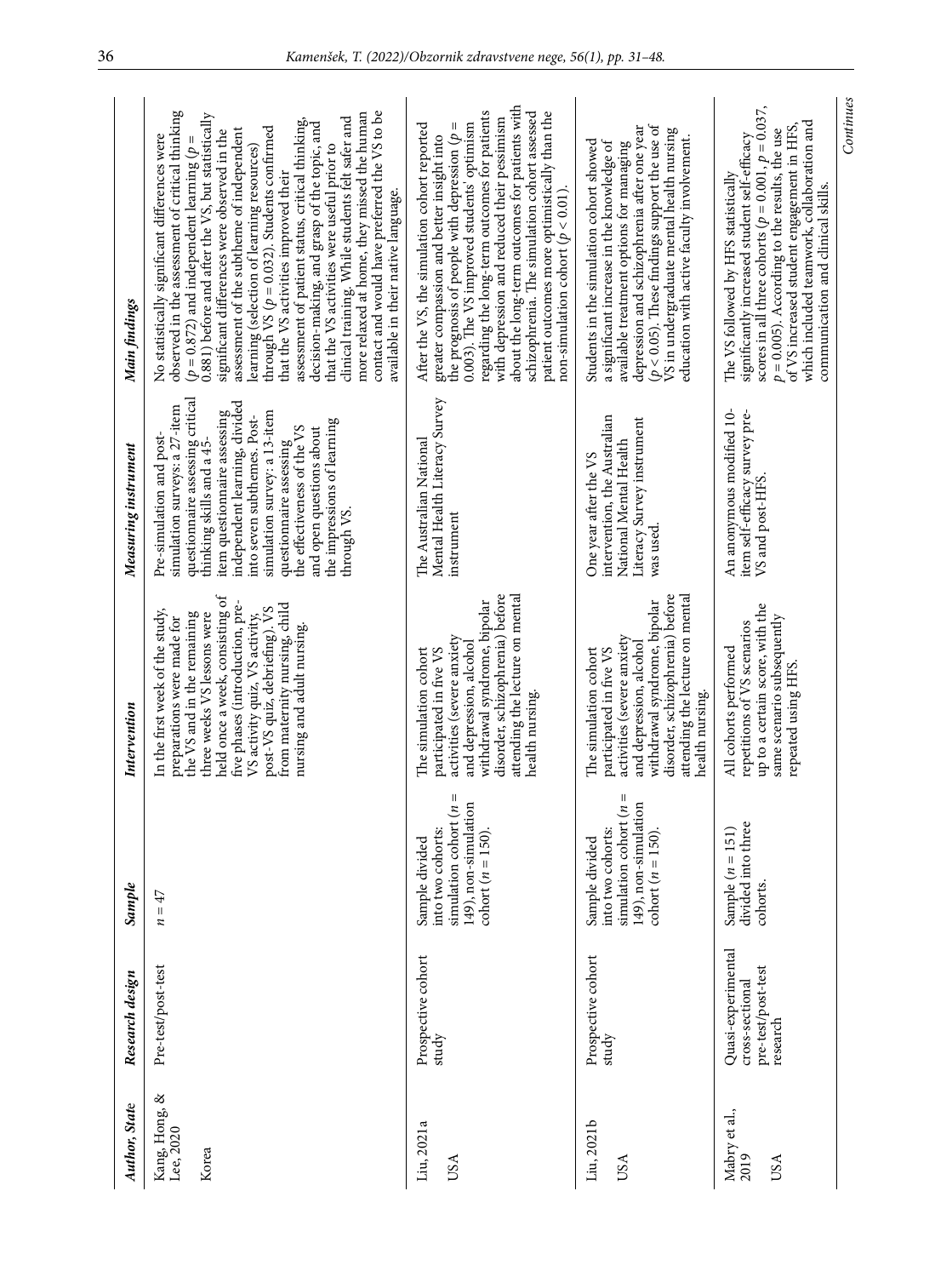| Author, State | Research design | Sample | Intervention | Measuring instrument | Main findings |
|---|---|---|---|---|---|
| Kang, Hong, & Lee, 2020<br><br>Korea | Pre-test/post-test | $n = 47$ | In the first week of the study, preparations were made for the VS and in the remaining three weeks VS lessons were held once a week, consisting of five phases (introduction, pre-VS activity quiz, VS activity, post-VS quiz, debriefing). VS from maternity nursing, child nursing and adult nursing. | Pre-simulation and post-simulation surveys: a 27-item questionnaire assessing critical thinking skills and a 45-item questionnaire assessing independent learning, divided into seven subthemes. Post-simulation survey: a 13-item questionnaire assessing the effectiveness of the VS and open questions about the impressions of learning through VS. | No statistically significant differences were observed in the assessment of critical thinking ($p = 0.872$) and independent learning ($p = 0.881$) before and after the VS, but statistically significant differences were observed in the assessment of the subtheme of independent learning (selection of learning resources) through VS ($p = 0.032$). Students confirmed that the VS activities improved their assessment of patient status, critical thinking, decision-making, and grasp of the topic, and that the VS activities were useful prior to clinical training. While students felt safer and more relaxed at home, they missed the human contact and would have preferred the VS to be available in their native language. |
| Liu, 2021a<br><br>USA | Prospective cohort study | Sample divided into two cohorts: simulation cohort ($n = 149$), non-simulation cohort ($n = 150$). | The simulation cohort participated in five VS activities (severe anxiety and depression, alcohol withdrawal syndrome, bipolar disorder, schizophrenia) before attending the lecture on mental health nursing. | The Australian National Mental Health Literacy Survey instrument | After the VS, the simulation cohort reported greater compassion and better insight into the prognosis of people with depression ($p = 0.003$). The VS improved students' optimism regarding the long-term outcomes for patients with depression and reduced their pessimism about the long-term outcomes for patients with schizophrenia. The simulation cohort assessed patient outcomes more optimistically than the non-simulation cohort ($p < 0.01$). |
| Liu, 2021b<br><br>USA | Prospective cohort study | Sample divided into two cohorts: simulation cohort ($n = 149$), non-simulation cohort ($n = 150$). | The simulation cohort participated in five VS activities (severe anxiety and depression, alcohol withdrawal syndrome, bipolar disorder, schizophrenia) before attending the lecture on mental health nursing. | One year after the VS intervention, the Australian National Mental Health Literacy Survey instrument was used. | Students in the simulation cohort showed a significant increase in the knowledge of available treatment options for managing depression and schizophrenia after one year ($p < 0.05$). These findings support the use of VS in undergraduate mental health nursing education with active faculty involvement. |
| Mabry et al., 2019<br><br>USA | Quasi-experimental cross-sectional pre-test/post-test research | Sample ($n = 151$) divided into three cohorts. | All cohorts performed repetitions of VS scenarios up to a certain score, with the same scenario subsequently repeated using HFS. | An anonymous modified 10-item self-efficacy survey pre-VS and post-HFS. | The VS followed by HFS statistically significantly increased student self-efficacy scores in all three cohorts ($p = 0.001$, $p = 0.037$, $p = 0.005$). According to the results, the use of VS increased student engagement in HFS, which included teamwork, collaboration and communication and clinical skills. |

*Continues*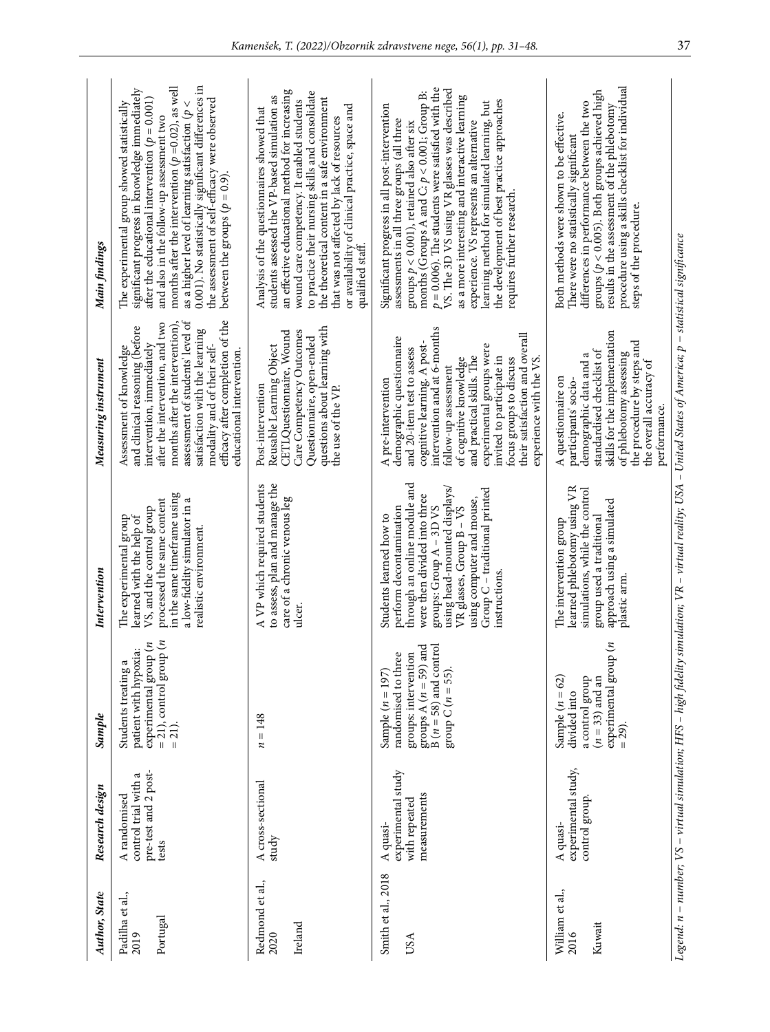| Author, State | Research design | Sample | Intervention | Measuring instrument | Main findings |
|---|---|---|---|---|---|
| Padilha et al., 2019<br>Portugal | A randomised control trial with a pre-test and 2 post-tests | Students treating a patient with hypoxia: experimental group ($n$ = 21), control group ($n$ = 21). | The experimental group learned with the help of VS, and the control group processed the same content in the same timeframe using a low-fidelity simulator in a realistic environment. | Assessment of knowledge and clinical reasoning (before intervention, immediately after the intervention, and two months after the intervention), assessment of students' level of satisfaction with the learning modality and of their self-efficacy after completion of the educational intervention. | The experimental group showed statistically significant progress in knowledge immediately after the educational intervention ($p = 0.001$) and also in the follow-up assessment two months after the intervention ($p = 0.02$), as well as a higher level of learning satisfaction ($p < 0.001$). No statistically significant differences in the assessment of self-efficacy were observed between the groups ($p = 0.9$). |
| Redmond et al., 2020<br>Ireland | A cross-sectional study | $n$ = 148 | A VP which required students to assess, plan and manage the care of a chronic venous leg ulcer. | Post-intervention Reusable Learning Object CETLQuestionnaire, Wound Care Competency Outcomes Questionnaire, open-ended questions about learning with the use of the VP. | Analysis of the questionnaires showed that students assessed the VP-based simulation as an effective educational method for increasing wound care competency. It enabled students to practice their nursing skills and consolidate the theoretical content in a safe environment that was not affected by lack of resources or availability of clinical practice, space and qualified staff. |
| Smith et al., 2018<br>USA | A quasi-experimental study with repeated measurements | Sample ($n$ = 197) randomised to three groups: intervention groups A ($n$ = 59) and B ($n$ = 58) and control group C ($n$ = 55). | Students learned how to perform decontamination through an online module and were then divided into three groups: Group A – 3D VS using head-mounted displays/VR glasses, Group B – VS using computer and mouse, Group C – traditional printed instructions. | A pre-intervention demographic questionnaire and 20-item test to assess cognitive learning. A post-intervention and at 6-months follow-up assessment of cognitive knowledge and practical skills. The experimental groups were invited to participate in focus groups to discuss their satisfaction and overall experience with the VS. | Significant progress in all post-intervention assessments in all three groups ($p < 0.001$), retained also after six months (Groups A and C: $p < 0.001$; Group B: $p = 0.006$). The students were satisfied with the VS. The 3D VS using VR glasses was described as a more interesting and interactive learning experience. VS represents an alternative learning method for simulated learning, but the development of best practice approaches requires further research. |
| William et al., 2016<br>Kuwait | A quasi-experimental study, control group. | Sample ($n$ = 62) divided into a control group ($n$ = 33) and an experimental group ($n$ = 29). | The intervention group learned phlebotomy using VR simulations, while the control group used a traditional approach using a simulated plastic arm. | A questionnaire on participants' socio-demographic data and a standardised checklist of skills for the implementation of phlebotomy assessing the procedure by steps and the overall accuracy of performance. | Both methods were shown to be effective. There were no statistically significant differences in performance between the two groups ($p < 0.005$). Both groups achieved high results in the assessment of the phlebotomy procedure using a skills checklist for individual steps of the procedure. |

*Legend: n – number; VS – virtual simulation; HFS – high fidelity simulation; VR – virtual reality; USA – United States of America; p – statistical significance*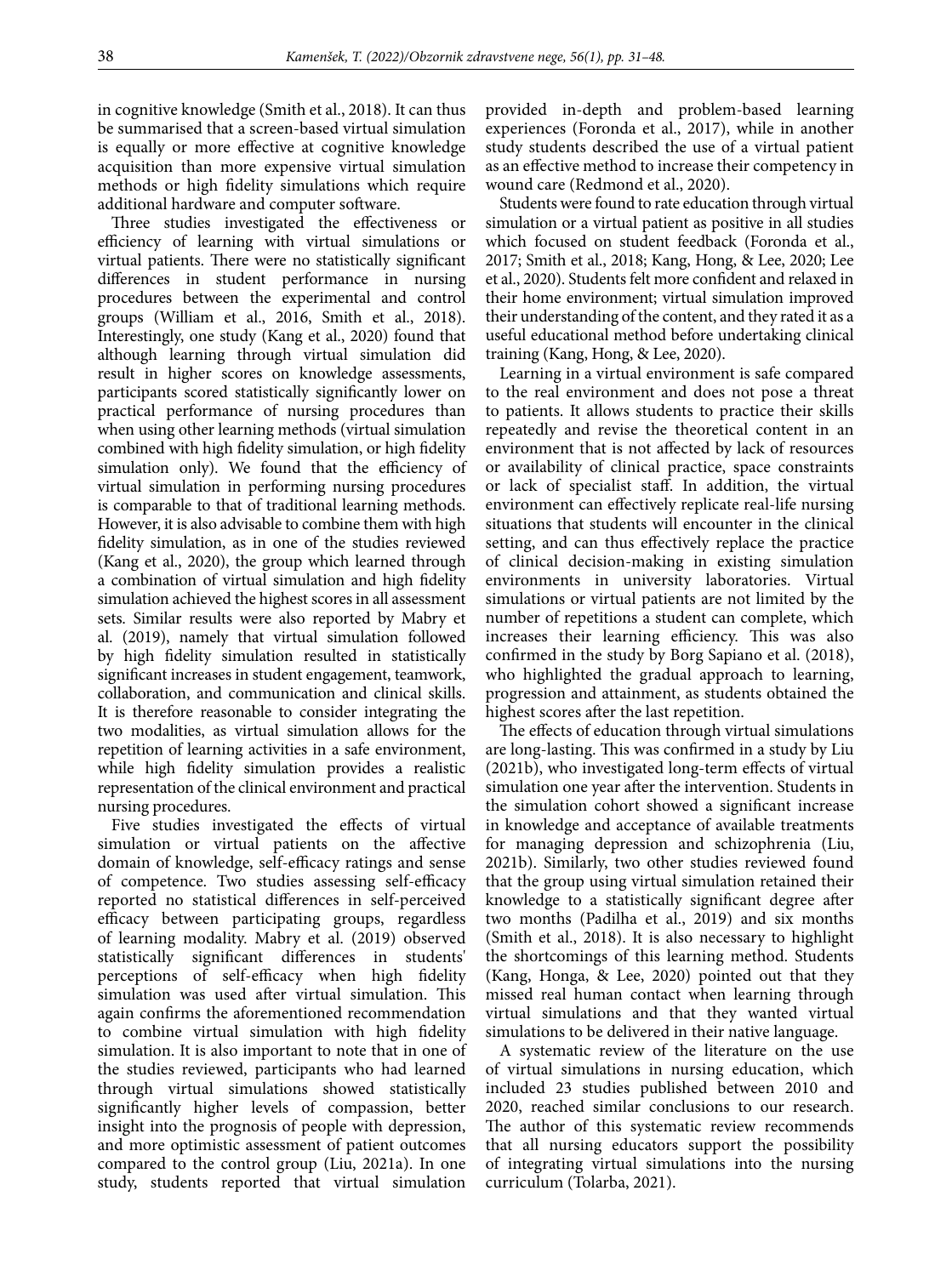in cognitive knowledge (Smith et al., 2018). It can thus be summarised that a screen-based virtual simulation is equally or more effective at cognitive knowledge acquisition than more expensive virtual simulation methods or high fidelity simulations which require additional hardware and computer software.

Three studies investigated the effectiveness or efficiency of learning with virtual simulations or virtual patients. There were no statistically significant differences in student performance in nursing procedures between the experimental and control groups (William et al., 2016, Smith et al., 2018). Interestingly, one study (Kang et al., 2020) found that although learning through virtual simulation did result in higher scores on knowledge assessments, participants scored statistically significantly lower on practical performance of nursing procedures than when using other learning methods (virtual simulation combined with high fidelity simulation, or high fidelity simulation only). We found that the efficiency of virtual simulation in performing nursing procedures is comparable to that of traditional learning methods. However, it is also advisable to combine them with high fidelity simulation, as in one of the studies reviewed (Kang et al., 2020), the group which learned through a combination of virtual simulation and high fidelity simulation achieved the highest scores in all assessment sets. Similar results were also reported by Mabry et al. (2019), namely that virtual simulation followed by high fidelity simulation resulted in statistically significant increases in student engagement, teamwork, collaboration, and communication and clinical skills. It is therefore reasonable to consider integrating the two modalities, as virtual simulation allows for the repetition of learning activities in a safe environment, while high fidelity simulation provides a realistic representation of the clinical environment and practical nursing procedures.

Five studies investigated the effects of virtual simulation or virtual patients on the affective domain of knowledge, self-efficacy ratings and sense of competence. Two studies assessing self-efficacy reported no statistical differences in self-perceived efficacy between participating groups, regardless of learning modality. Mabry et al. (2019) observed statistically significant differences in students' perceptions of self-efficacy when high fidelity simulation was used after virtual simulation. This again confirms the aforementioned recommendation to combine virtual simulation with high fidelity simulation. It is also important to note that in one of the studies reviewed, participants who had learned through virtual simulations showed statistically significantly higher levels of compassion, better insight into the prognosis of people with depression, and more optimistic assessment of patient outcomes compared to the control group (Liu, 2021a). In one study, students reported that virtual simulation provided in-depth and problem-based learning experiences (Foronda et al., 2017), while in another study students described the use of a virtual patient as an effective method to increase their competency in wound care (Redmond et al., 2020).

Students were found to rate education through virtual simulation or a virtual patient as positive in all studies which focused on student feedback (Foronda et al., 2017; Smith et al., 2018; Kang, Hong, & Lee, 2020; Lee et al., 2020). Students felt more confident and relaxed in their home environment; virtual simulation improved their understanding of the content, and they rated it as a useful educational method before undertaking clinical training (Kang, Hong, & Lee, 2020).

Learning in a virtual environment is safe compared to the real environment and does not pose a threat to patients. It allows students to practice their skills repeatedly and revise the theoretical content in an environment that is not affected by lack of resources or availability of clinical practice, space constraints or lack of specialist staff. In addition, the virtual environment can effectively replicate real-life nursing situations that students will encounter in the clinical setting, and can thus effectively replace the practice of clinical decision-making in existing simulation environments in university laboratories. Virtual simulations or virtual patients are not limited by the number of repetitions a student can complete, which increases their learning efficiency. This was also confirmed in the study by Borg Sapiano et al. (2018), who highlighted the gradual approach to learning, progression and attainment, as students obtained the highest scores after the last repetition.

The effects of education through virtual simulations are long-lasting. This was confirmed in a study by Liu (2021b), who investigated long-term effects of virtual simulation one year after the intervention. Students in the simulation cohort showed a significant increase in knowledge and acceptance of available treatments for managing depression and schizophrenia (Liu, 2021b). Similarly, two other studies reviewed found that the group using virtual simulation retained their knowledge to a statistically significant degree after two months (Padilha et al., 2019) and six months (Smith et al., 2018). It is also necessary to highlight the shortcomings of this learning method. Students (Kang, Honga, & Lee, 2020) pointed out that they missed real human contact when learning through virtual simulations and that they wanted virtual simulations to be delivered in their native language.

A systematic review of the literature on the use of virtual simulations in nursing education, which included 23 studies published between 2010 and 2020, reached similar conclusions to our research. The author of this systematic review recommends that all nursing educators support the possibility of integrating virtual simulations into the nursing curriculum (Tolarba, 2021).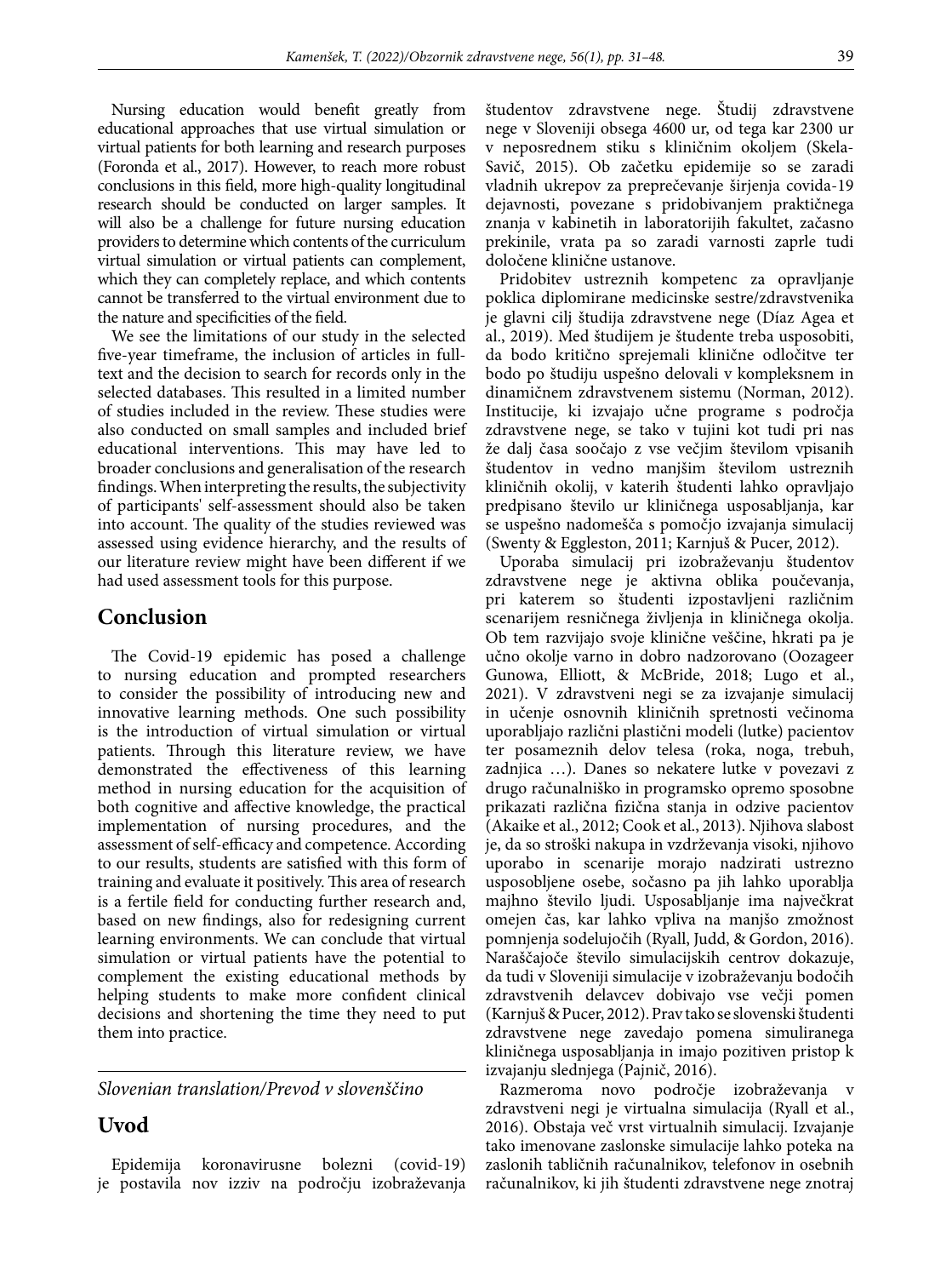Nursing education would benefit greatly from educational approaches that use virtual simulation or virtual patients for both learning and research purposes (Foronda et al., 2017). However, to reach more robust conclusions in this field, more high-quality longitudinal research should be conducted on larger samples. It will also be a challenge for future nursing education providers to determine which contents of the curriculum virtual simulation or virtual patients can complement, which they can completely replace, and which contents cannot be transferred to the virtual environment due to the nature and specificities of the field.

We see the limitations of our study in the selected five-year timeframe, the inclusion of articles in full-text and the decision to search for records only in the selected databases. This resulted in a limited number of studies included in the review. These studies were also conducted on small samples and included brief educational interventions. This may have led to broader conclusions and generalisation of the research findings. When interpreting the results, the subjectivity of participants' self-assessment should also be taken into account. The quality of the studies reviewed was assessed using evidence hierarchy, and the results of our literature review might have been different if we had used assessment tools for this purpose.

## Conclusion

The Covid-19 epidemic has posed a challenge to nursing education and prompted researchers to consider the possibility of introducing new and innovative learning methods. One such possibility is the introduction of virtual simulation or virtual patients. Through this literature review, we have demonstrated the effectiveness of this learning method in nursing education for the acquisition of both cognitive and affective knowledge, the practical implementation of nursing procedures, and the assessment of self-efficacy and competence. According to our results, students are satisfied with this form of training and evaluate it positively. This area of research is a fertile field for conducting further research and, based on new findings, also for redesigning current learning environments. We can conclude that virtual simulation or virtual patients have the potential to complement the existing educational methods by helping students to make more confident clinical decisions and shortening the time they need to put them into practice.

---

*Slovenian translation/Prevod v slovenščino*

## Uvod

Epidemija koronavirusne bolezni (covid-19) je postavila nov izziv na področju izobraževanja študentov zdravstvene nege. Študij zdravstvene nege v Sloveniji obsega 4600 ur, od tega kar 2300 ur v neposrednem stiku s kliničnim okoljem (Skela-Savič, 2015). Ob začetku epidemije so se zaradi vladnih ukrepov za preprečevanje širjenja covida-19 dejavnosti, povezane s pridobivanjem praktičnega znanja v kabinetih in laboratorijih fakultet, začasno prekinile, vrata pa so zaradi varnosti zaprle tudi določene klinične ustanove.

Pridobitev ustreznih kompetenc za opravljanje poklica diplomirane medicinske sestre/zdravstvenika je glavni cilj študija zdravstvene nege (Díaz Agea et al., 2019). Med študijem je študente treba usposobiti, da bodo kritično sprejemali klinične odločitve ter bodo po študiju uspešno delovali v kompleksnem in dinamičnem zdravstvenem sistemu (Norman, 2012). Institucije, ki izvajajo učne programe s področja zdravstvene nege, se tako v tujini kot tudi pri nas že dalj časa soočajo z vse večjim številom vpisanih študentov in vedno manjšim številom ustreznih kliničnih okolij, v katerih študenti lahko opravljajo predpisano število ur kliničnega usposabljanja, kar se uspešno nadomešča s pomočjo izvajanja simulacij (Swenty & Eggleston, 2011; Karnjuš & Pucer, 2012).

Uporaba simulacij pri izobraževanju študentov zdravstvene nege je aktivna oblika poučevanja, pri katerem so študenti izpostavljeni različnim scenarijem resničnega življenja in kliničnega okolja. Ob tem razvijajo svoje klinične veščine, hkrati pa je učno okolje varno in dobro nadzorovano (Oozageer Gunowa, Elliott, & McBride, 2018; Lugo et al., 2021). V zdravstveni negi se za izvajanje simulacij in učenje osnovnih kliničnih spretnosti večinoma uporabljajo različni plastični modeli (lutke) pacientov ter posameznih delov telesa (roka, noga, trebuh, zadnjica …). Danes so nekatere lutke v povezavi z drugo računalniško in programsko opremo sposobne prikazati različna fizična stanja in odzive pacientov (Akaike et al., 2012; Cook et al., 2013). Njihova slabost je, da so stroški nakupa in vzdrževanja visoki, njihovo uporabo in scenarije morajo nadzirati ustrezno usposobljene osebe, sočasno pa jih lahko uporablja majhno število ljudi. Usposabljanje ima največkrat omejen čas, kar lahko vpliva na manjšo zmožnost pomnjenja sodelujočih (Ryall, Judd, & Gordon, 2016). Naraščajoče število simulacijskih centrov dokazuje, da tudi v Sloveniji simulacije v izobraževanju bodočih zdravstvenih delavcev dobivajo vse večji pomen (Karnjuš & Pucer, 2012). Prav tako se slovenski študenti zdravstvene nege zavedajo pomena simuliranega kliničnega usposabljanja in imajo pozitiven pristop k izvajanju slednjega (Pajnič, 2016).

Razmeroma novo področje izobraževanja v zdravstveni negi je virtualna simulacija (Ryall et al., 2016). Obstaja več vrst virtualnih simulacij. Izvajanje tako imenovane zaslonske simulacije lahko poteka na zaslonih tabličnih računalnikov, telefonov in osebnih računalnikov, ki jih študenti zdravstvene nege znotraj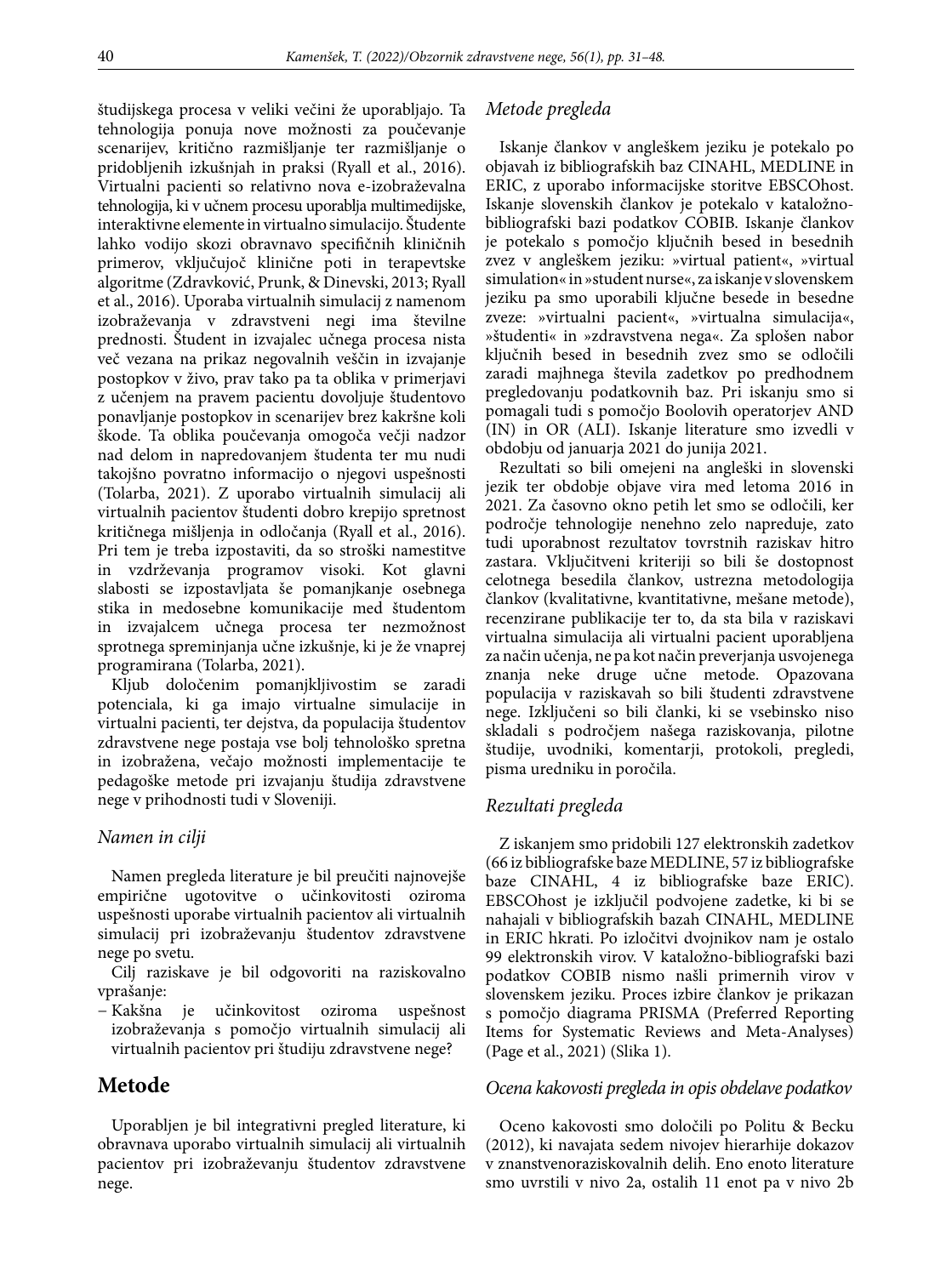študijskega procesa v veliki večini že uporabljajo. Ta tehnologija ponuja nove možnosti za poučevanje scenarijev, kritično razmišljanje ter razmišljanje o pridobljenih izkušnjah in praksi (Ryall et al., 2016). Virtualni pacienti so relativno nova e-izobraževalna tehnologija, ki v učnem procesu uporablja multimedijske, interaktivne elemente in virtualno simulacijo. Študente lahko vodijo skozi obravnavo specifičnih kliničnih primerov, vključujoč klinične poti in terapevtske algoritme (Zdravković, Prunk, & Dinevski, 2013; Ryall et al., 2016). Uporaba virtualnih simulacij z namenom izobraževanja v zdravstveni negi ima številne prednosti. Študent in izvajalec učnega procesa nista več vezana na prikaz negovalnih veščin in izvajanje postopkov v živo, prav tako pa ta oblika v primerjavi z učenjem na pravem pacientu dovoljuje študentovo ponavljanje postopkov in scenarijev brez kakršne koli škode. Ta oblika poučevanja omogoča večji nadzor nad delom in napredovanjem študenta ter mu nudi takojšno povratno informacijo o njegovi uspešnosti (Tolarba, 2021). Z uporabo virtualnih simulacij ali virtualnih pacientov študenti dobro krepijo spretnost kritičnega mišljenja in odločanja (Ryall et al., 2016). Pri tem je treba izpostaviti, da so stroški namestitve in vzdrževanja programov visoki. Kot glavni slabosti se izpostavljata še pomanjkanje osebnega stika in medosebne komunikacije med študentom in izvajalcem učnega procesa ter nezmožnost sprotnega spreminjanja učne izkušnje, ki je že vnaprej programirana (Tolarba, 2021).

Kljub določenim pomanjkljivostim se zaradi potenciala, ki ga imajo virtualne simulacije in virtualni pacienti, ter dejstva, da populacija študentov zdravstvene nege postaja vse bolj tehnološko spretna in izobražena, večajo možnosti implementacije te pedagoške metode pri izvajanju študija zdravstvene nege v prihodnosti tudi v Sloveniji.

### *Namen in cilji*

Namen pregleda literature je bil preučiti najnovejše empirične ugotovitve o učinkovitosti oziroma uspešnosti uporabe virtualnih pacientov ali virtualnih simulacij pri izobraževanju študentov zdravstvene nege po svetu.

Cilj raziskave je bil odgovoriti na raziskovalno vprašanje:

– Kakšna je učinkovitost oziroma uspešnost izobraževanja s pomočjo virtualnih simulacij ali virtualnih pacientov pri študiju zdravstvene nege?

## Metode

Uporabljen je bil integrativni pregled literature, ki obravnava uporabo virtualnih simulacij ali virtualnih pacientov pri izobraževanju študentov zdravstvene nege.

### *Metode pregleda*

Iskanje člankov v angleškem jeziku je potekalo po objavah iz bibliografskih baz CINAHL, MEDLINE in ERIC, z uporabo informacijske storitve EBSCOhost. Iskanje slovenskih člankov je potekalo v kataložno-bibliografski bazi podatkov COBIB. Iskanje člankov je potekalo s pomočjo ključnih besed in besednih zvez v angleškem jeziku: »virtual patient«, »virtual simulation« in »student nurse«, za iskanje v slovenskem jeziku pa smo uporabili ključne besede in besedne zveze: »virtualni pacient«, »virtualna simulacija«, »študenti« in »zdravstvena nega«. Za splošen nabor ključnih besed in besednih zvez smo se odločili zaradi majhnega števila zadetkov po predhodnem pregledovanju podatkovnih baz. Pri iskanju smo si pomagali tudi s pomočjo Boolovih operatorjev AND (IN) in OR (ALI). Iskanje literature smo izvedli v obdobju od januarja 2021 do junija 2021.

Rezultati so bili omejeni na angleški in slovenski jezik ter obdobje objave vira med letoma 2016 in 2021. Za časovno okno petih let smo se odločili, ker področje tehnologije nenehno zelo napreduje, zato tudi uporabnost rezultatov tovrstnih raziskav hitro zastara. Vključitveni kriteriji so bili še dostopnost celotnega besedila člankov, ustrezna metodologija člankov (kvalitativne, kvantitativne, mešane metode), recenzirane publikacije ter to, da sta bila v raziskavi virtualna simulacija ali virtualni pacient uporabljena za način učenja, ne pa kot način preverjanja usvojenega znanja neke druge učne metode. Opazovana populacija v raziskavah so bili študenti zdravstvene nege. Izključeni so bili članki, ki se vsebinsko niso skladali s področjem našega raziskovanja, pilotne študije, uvodniki, komentarji, protokoli, pregledi, pisma uredniku in poročila.

### *Rezultati pregleda*

Z iskanjem smo pridobili 127 elektronskih zadetkov (66 iz bibliografske baze MEDLINE, 57 iz bibliografske baze CINAHL, 4 iz bibliografske baze ERIC). EBSCOhost je izključil podvojene zadetke, ki bi se nahajali v bibliografskih bazah CINAHL, MEDLINE in ERIC hkrati. Po izločitvi dvojnikov nam je ostalo 99 elektronskih virov. V kataložno-bibliografski bazi podatkov COBIB nismo našli primernih virov v slovenskem jeziku. Proces izbire člankov je prikazan s pomočjo diagrama PRISMA (Preferred Reporting Items for Systematic Reviews and Meta-Analyses) (Page et al., 2021) (Slika 1).

### *Ocena kakovosti pregleda in opis obdelave podatkov*

Oceno kakovosti smo določili po Politu & Becku (2012), ki navajata sedem nivojev hierarhije dokazov v znanstvenoraziskovalnih delih. Eno enoto literature smo uvrstili v nivo 2a, ostalih 11 enot pa v nivo 2b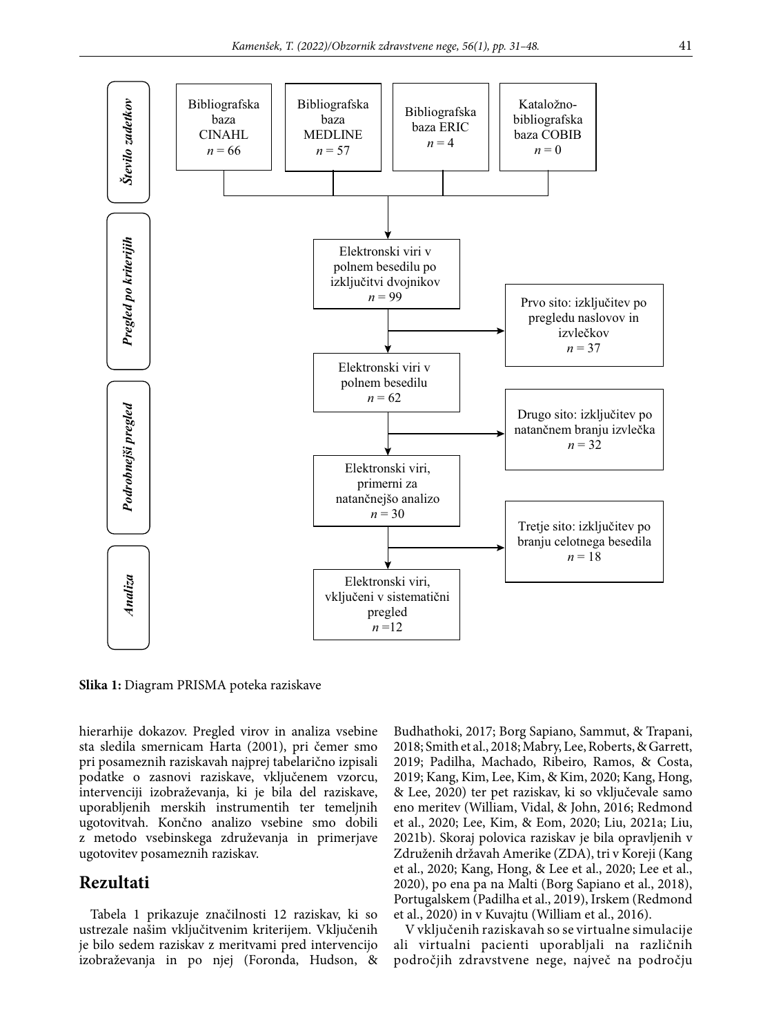**Število zadetkov**

Bibliografska baza CINAHL
$n$ = 66

Bibliografska baza MEDLINE
$n$ = 57

Bibliografska baza ERIC
$n$ = 4

Kataložno-bibliografska baza COBIB
$n$ = 0

**Pregled po kriterijih**

Elektronski viri v polnem besedilu po izključitvi dvojnikov
$n$ = 99

Prvo sito: izključitev po pregledu naslovov in izvlečkov
$n$ = 37

Elektronski viri v polnem besedilu
$n$ = 62

**Podrobnejši pregled**

Drugo sito: izključitev po natančnem branju izvlečka
$n$ = 32

Elektronski viri, primerni za natančnejšo analizo
$n$ = 30

Tretje sito: izključitev po branju celotnega besedila
$n$ = 18

**Analiza**

Elektronski viri, vključeni v sistematični pregled
$n$ =12

**Slika 1:** Diagram PRISMA poteka raziskave

hierarhije dokazov. Pregled virov in analiza vsebine sta sledila smernicam Harta (2001), pri čemer smo pri posameznih raziskavah najprej tabelarično izpisali podatke o zasnovi raziskave, vključenem vzorcu, intervenciji izobraževanja, ki je bila del raziskave, uporabljenih merskih instrumentih ter temeljnih ugotovitvah. Končno analizo vsebine smo dobili z metodo vsebinskega združevanja in primerjave ugotovitev posameznih raziskav.

## Rezultati

Tabela 1 prikazuje značilnosti 12 raziskav, ki so ustrezale našim vključitvenim kriterijem. Vključenih je bilo sedem raziskav z meritvami pred intervencijo izobraževanja in po njej (Foronda, Hudson, & Budhathoki, 2017; Borg Sapiano, Sammut, & Trapani, 2018; Smith et al., 2018; Mabry, Lee, Roberts, & Garrett, 2019; Padilha, Machado, Ribeiro, Ramos, & Costa, 2019; Kang, Kim, Lee, Kim, & Kim, 2020; Kang, Hong, & Lee, 2020) ter pet raziskav, ki so vključevale samo eno meritev (William, Vidal, & John, 2016; Redmond et al., 2020; Lee, Kim, & Eom, 2020; Liu, 2021a; Liu, 2021b). Skoraj polovica raziskav je bila opravljenih v Združenih državah Amerike (ZDA), tri v Koreji (Kang et al., 2020; Kang, Hong, & Lee et al., 2020; Lee et al., 2020), po ena pa na Malti (Borg Sapiano et al., 2018), Portugalskem (Padilha et al., 2019), Irskem (Redmond et al., 2020) in v Kuvajtu (William et al., 2016).

V vključenih raziskavah so se virtualne simulacije ali virtualni pacienti uporabljali na različnih področjih zdravstvene nege, največ na področju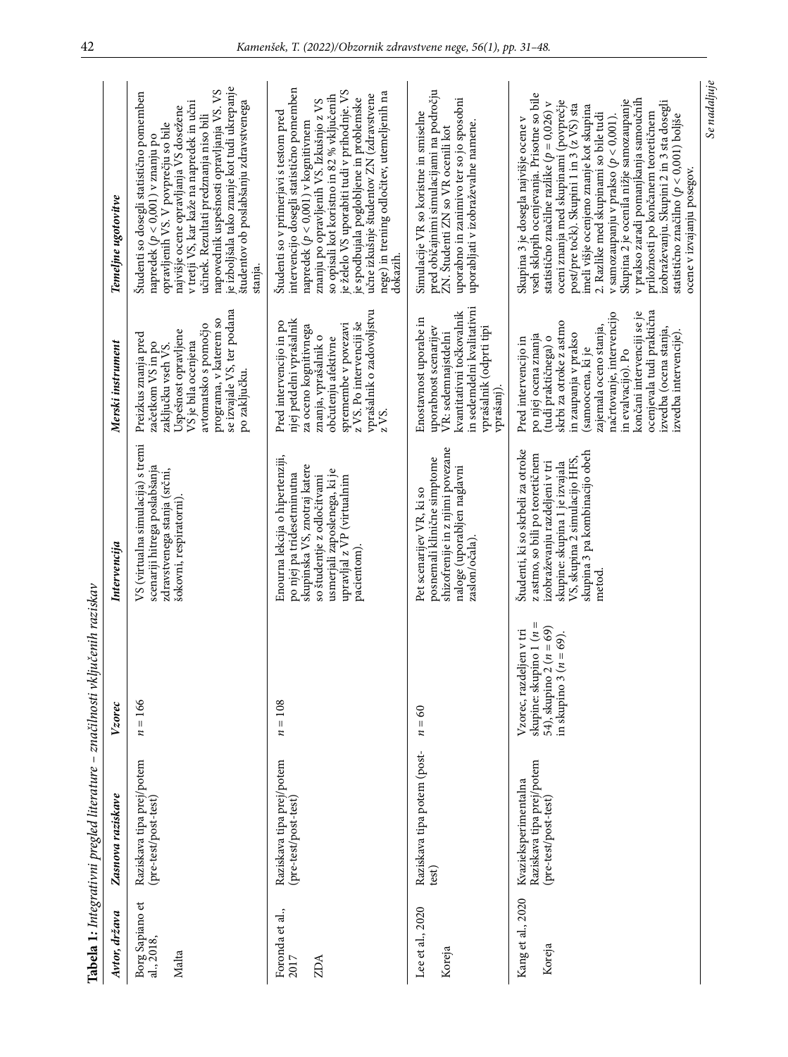**Tabela 1:** *Integrativni pregled literature – značilnosti vključenih raziskav*

| *Avtor, država* | *Zasnova raziskave* | *Vzorec* | *Intervencija* | *Merski instrument* | *Temeljne ugotovitve* |
|---|---|---|---|---|---|
| Borg Sapiano et al., 2018, Malta | Raziskava tipa prej/potem (pre-test/post-test) | $n = 166$ | VS (virtualna simulacija) s tremi scenariji hitrega poslabšanja zdravstvenega stanja (srčni, šokovni, respiratorni). | Preizkus znanja pred začetkom VS in po zaključku vseh VS. Uspešnost opravljene VS je bila ocenjena avtomatsko s pomočjo programa, v katerem so se izvajale VS, ter podana po zaključku. | Študenti so dosegli statistično pomemben napredek ($p < 0,001$) v znanju po opravljenih VS. V povprečju so bile najvišje ocene opravljanja VS dosežene v tretji VS, kar kaže na napredek in učni učinek. Rezultati predznanja niso bili napovednik uspešnosti opravljanja VS. VS je izboljšala tako znanje kot tudi ukrepanje študentov ob poslabšanju zdravstvenega stanja. |
| Foronda et al., 2017, ZDA | Raziskava tipa prej/potem (pre-test/post-test) | $n = 108$ | Enourna lekcija o hipertenziji, po njej pa tridesetminutna skupinska VS, znotraj katere so študentje z odločitvami usmerjali zaposlenega, ki je upravljal z VP (virtualnim pacientom). | Pred intervencijo in po njej petdelni vprašalnik za oceno kognitivnega znanja, vprašalnik o občutenju afektivne spremembe v povezavi z VS. Po intervenciji še vprašalnik o zadovoljstvu z VS. | Študenti so v primerjavi s testom pred intervencijo dosegli statistično pomemben napredek ($p < 0,001$) v kognitivnem znanju po opravljenih VS. Izkušnjo z VS so opisali kot koristno in 82 % vključenih je želelo VS uporabiti tudi v prihodnje. VS je spodbujala poglobljene in problemske učne izkušnje študentov ZN (zdravstvene nege) in trening odločitev, utemeljenih na dokazih. |
| Lee et al., 2020, Koreja | Raziskava tipa potem (post-test) | $n = 60$ | Pet scenarijev VR, ki so posnemali klinične simptome shizofrenije in z njimi povezane naloge (uporabljen naglavni zaslon/očala). | Enostavnost uporabe in uporabnost scenarijev VR: sedemnajstdelni kvantitativni točkovalnik in sedemdelni kvalitativni vprašalnik (odprti tipi vprašanj). | Simulacije VR so koristne in smiselne pred običajnimi simulacijami na področju ZN. Študenti ZN so VR ocenili kot uporabno in zanimivo ter so jo sposobni uporabljati v izobraževalne namene. |
| Kang et al., 2020, Koreja | Kvazieksperimentalna Raziskava tipa prej/potem (pre-test/post-test) | Vzorec, razdeljen v tri skupine: skupino 1 ($n$ = 54), skupino 2 ($n$ = 69) in skupino 3 ($n$ = 69). | Študenti, ki so skrbeli za otroke z astmo, so bili po teoretičnem izobraževanju razdeljeni v tri skupine: skupina 1 je izvajala VS, skupina 2 simulacijo HFS, skupina 3 pa kombinacijo obeh metod. | Pred intervencijo in po njej ocena znanja (tudi praktičnega) o skrbi za otroke z astmo in zaupanja v prakso (samoocena, ki je zajemala oceno stanja, načrtovanje, intervencijo in evalvacijo). Po končani intervenciji se je ocenjevala tudi praktična izvedba (ocena stanja, izvedba intervencije). | Skupina 3 je dosegla najvišje ocene v vseh sklopih ocenjevanja. Prisotne so bile statistično značilne razlike ($p = 0,026$) v oceni znanja med skupinami (povprečje post/pre točk). Skupini 1 in 3 (z VS) sta imeli višje ocenjeno znanje kot skupina 2. Razlike med skupinami so bile tudi v samozaupanju v prakso ($p < 0,001$). Skupina 2 je ocenila nižje samozaupanje v prakso zaradi pomanjkanja samoučnih priložnosti po končanem teoretičnem izobraževanju. Skupini 2 in 3 sta dosegli statistično značilno ($p < 0,001$) boljše ocene v izvajanju posegov. |

*Se nadaljuje*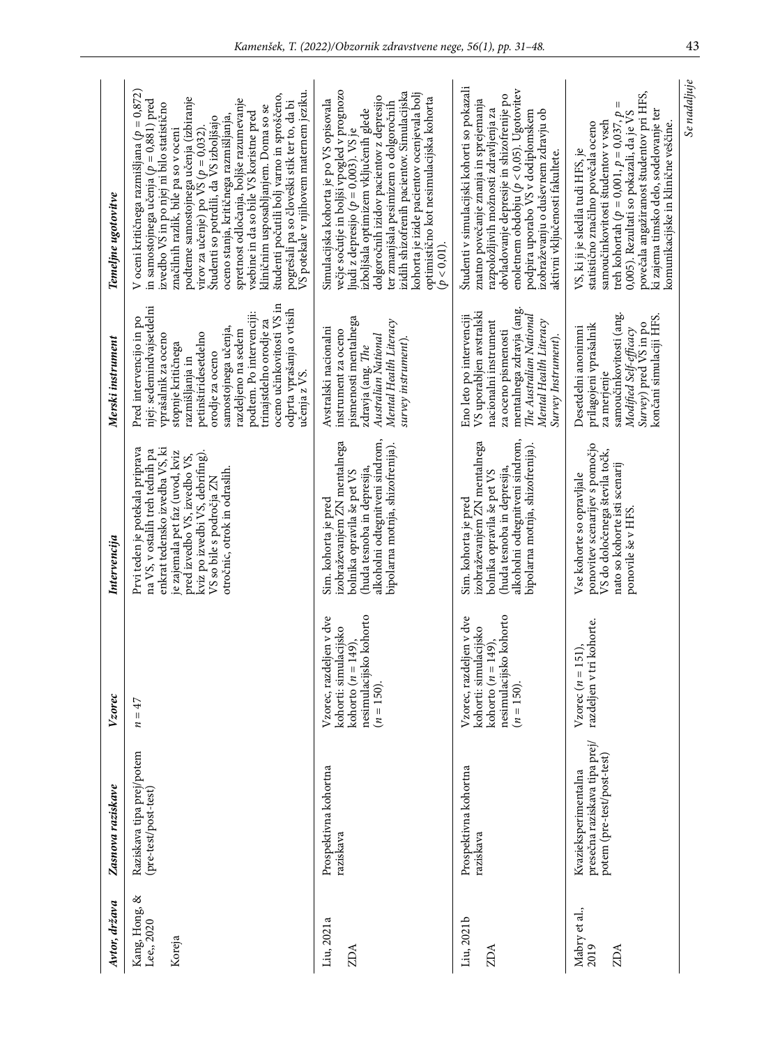| Avtor, država | Zasnova raziskave | Vzorec | Intervencija | Merski instrument | Temeljne ugotovitve |
|---|---|---|---|---|---|
| Kang, Hong, & Lee,, 2020<br><br>Koreja | Raziskava tipa prej/potem (pre-test/post-test) | $n = 47$ | Prvi teden je potekala priprava na VS, v ostalih treh tednih pa enkrat tedensko izvedba VS, ki je zajemala pet faz (uvod, kviz pred izvedbo VS, izvedbo VS, kviz po izvedbi VS, debrifing). VS so bile s področja ZN otročnic, otrok in odraslih. | Pred intervencijo in po njej: sedemindvajsetdelni vprašalnik za oceno stopnje kritičnega razmišljanja in petinštiridesetdelno orodje za oceno samostojnega učenja, razdeljeno na sedem podtem. Po intervenciji: trinajstdelno orodje za oceno učinkovitosti VS in odprta vprašanja o vtisih učenja z VS. | V oceni kritičnega razmišljanja ($p = 0{,}872$) in samostojnega učenja ($p = 0{,}881$) pred izvedbo VS in po njej ni bilo statistično značilnih razlik, bile pa so v oceni podteme samostojnega učenja (izbiranje virov za učenje) po VS ($p = 0{,}032$). Študenti so potrdili, da VS izboljšajo oceno stanja, kritičnega razmišljanja, spretnost odločanja, boljše razumevanje vsebine in da so bile VS koristne pred kliničnim usposabljanjem. Doma so se študenti počutili bolj varno in sproščeno, pogrešali pa so človeški stik ter to, da bi VS potekale v njihovem maternem jeziku. |
| Liu, 2021a<br><br>ZDA | Prospektivna kohortna raziskava | Vzorec, razdeljen v dve kohorti: simulacijsko kohorto ($n = 149$), nesimulacijsko kohorto ($n = 150$). | Sim. kohorta je pred izobraževanjem ZN mentalnega bolnika opravila še pet VS (huda tesnoba in depresija, alkoholni odtegnitveni sindrom, bipolarna motnja, shizofrenija). | Avstralski nacionalni instrument za oceno pismenosti mentalnega zdravja (ang. *The Australian National Mental Health Literacy survey instrument*). | Simulacijska kohorta je po VS opisovala večje sočutje in boljši vpogled v prognozo ljudi z depresijo ($p = 0{,}003$). VS je izboljšala optimizem vključenih glede dolgoročnih izidov pacientov z depresijo ter zmanjšala pesimizem o dolgoročnih izidih shizofrenih pacientov. Simulacijska kohorta je izide pacientov ocenjevala bolj optimistično kot nesimulacijska kohorta ($p < 0{,}01$). |
| Liu, 2021b<br><br>ZDA | Prospektivna kohortna raziskava | Vzorec, razdeljen v dve kohorti: simulacijsko kohorto ($n = 149$), nesimulacijsko kohorto ($n = 150$). | Sim. kohorta je pred izobraževanjem ZN mentalnega bolnika opravila še pet VS (huda tesnoba in depresija, alkoholni odtegnitveni sindrom, bipolarna motnja, shizofrenija). | Eno leto po intervenciji VS uporabljen avstralski nacionalni instrument za oceno pismenosti mentalnega zdravja (ang. *The Australian National Mental Health Literacy Survey Instrument*). | Študenti v simulacijski kohorti so pokazali znatno povečanje znanja in sprejemanja razpoložljivih možnosti zdravljenja za obvladovanje depresije in shizofrenije po enoletnem obdobju ($p < 0{,}05$). Ugotovitev podpira uporabo VS v dodiplomskem izobraževanju o duševnem zdravju ob aktivni vključenosti fakultete. |
| Mabry et al., 2019<br><br>ZDA | Kvazieksperimentalna presečna raziskava tipa prej/potem (pre-test/post-test) | Vzorec ($n = 151$), razdeljen v tri kohorte. | Vse kohorte so opravljale ponovitev scenarijev s pomočjo VS do določenega števila točk, nato so kohorte isti scenarij ponovile še v HFS. | Desetdelni anonimni prilagojeni vprašalnik za merjenje samoučinkovitosti (ang. *Modified Self-efficacy Survey*) pred VS in po končani simulaciji HFS. | VS, ki ji je sledila tudi HFS, je statistično značilno povečala oceno samoučinkovitosti študentov v vseh treh kohortah ($p = 0{,}001$, $p = 0{,}037$, $p = 0{,}005$). Rezultati so pokazali, da je VS povečala angažiranost študentov pri HFS, ki zajema timsko delo, sodelovanje ter komunikacijske in klinične veščine. |

*Se nadaljuje*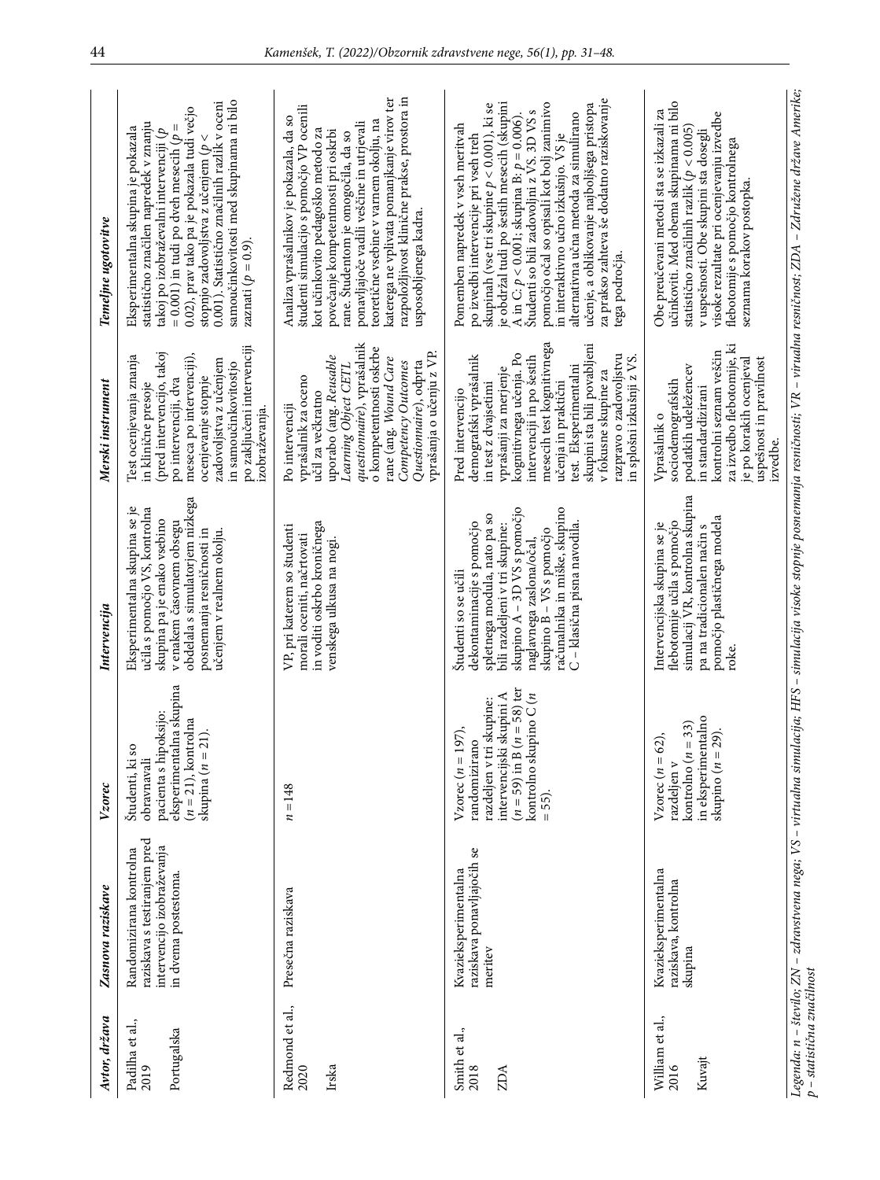| Avtor, država | Zasnova raziskave | Vzorec | Intervencija | Merski instrument | Temeljne ugotovitve |
|---|---|---|---|---|---|
| Padilha et al., 2019<br><br>Portugalska | Randomizirana kontrolna raziskava s testiranjem pred intervencijo izobraževanja in dvema postestoma. | Študenti, ki so obravnavali pacienta s hipoksijo: eksperimentalna skupina ($n = 21$), kontrolna skupina ($n = 21$). | Eksperimentalna skupina se je učila s pomočjo VS, kontrolna skupina pa je enako vsebino v enakem časovnem obsegu obdelala s simulatorjem nizkega posnemanja resničnosti in učenjem v realnem okolju. | Test ocenjevanja znanja in klinične presoje (pred intervencijo, takoj po intervenciji, dva meseca po intervenciji), ocenjevanje stopnje zadovoljstva z učenjem in samoučinkovitosjo po zaključeni intervenciji izobraževanja. | Eksperimentalna skupina je pokazala statistično značilen napredek v znanju takoj po izobraževalni intervenciji ($p = 0.001$) in tudi po dveh mesecih ($p = 0.02$), prav tako pa je pokazala tudi večjo stopnjo zadovoljstva z učenjem ($p < 0.001$). Statistično značilnih razlik v oceni samoučinkovitosti med skupinama ni bilo zaznati ($p = 0.9$). |
| Redmond et al., 2020<br><br>Irska | Presečna raziskava | $n = 148$ | VP, pri katerem so študenti morali oceniti, načrtovati in voditi oskrbo kroničnega venskega ulkusa na nogi. | Po intervenciji vprašalnik za oceno učil za večkratno uporabo (ang. *Reusable Learning Object CETL questionnaire*), vprašalnik o kompetentnosti oskrbe rane (ang. *Wound Care Competency Outcomes Questionnaire*), odprta vprašanja o učenju z VP. | Analiza vprašalnikov je pokazala, da so študenti simulacijo s pomočjo VP ocenili kot učinkovito pedagoško metodo za povečanje kompetentnosti pri oskrbi rane. Študentom je omogočila, da so ponavljajoče vadili veščine in utrjevali teoretične vsebine v varnem okolju, na katerega ne vpliva pomanjkanje virov ter razpoložljivost klinične prakse, prostora in usposobljenega kadra. |
| Smith et al., 2018<br><br>ZDA | Kvazieksperimentalna raziskava ponavljajočih se meritev | Vzorec ($n = 197$), randomizirano razdeljen v tri skupine: intervencijski skupini A ($n = 59$) in B ($n = 58$) ter kontrolno skupino C ($n = 55$). | Študenti so se učili dekontaminacije s pomočjo spletnega modula, nato pa so bili razdeljeni v tri skupine: skupino A – 3D VS s pomočjo naglavnega zaslona/očal, skupino B – VS s pomočjo računalnika in miške, skupino C – klasična pisna navodila. | Pred intervencijo demografski vprašalnik in test z dvajsetimi vprašanji za merjenje kognitivnega učenja. Po intervenciji in po šestih mesecih test kognitivnega učenja in praktični test. Eksperimentalni skupini sta bili povabljeni v fokusne skupine za razpravo o zadovoljstvu in splošni izkušnji z VS. | Pomemben napredek v vseh meritvah po izvedbi intervencije pri vseh treh skupinah (vse tri skupine $p < 0.001$), ki se je obdržal tudi po šestih mesecih (skupini A in C: $p < 0.001$; skupina B: $p = 0.006$). Študenti so bili zadovoljni z VS. 3D VS s pomočjo očal so opisali kot bolj zanimivo in interaktivno učno izkušnjo. VS je alternativna učna metoda za simulirano učenje, a oblikovanje najboljšega pristopa za prakso zahteva še dodatno raziskovanje tega področja. |
| William et al., 2016<br><br>Kuvajt | Kvazieksperimentalna raziskava, kontrolna skupina | Vzorec ($n = 62$), razdeljen v kontrolno ($n = 33$) in eksperimentalno skupino ($n = 29$). | Intervencijska skupina se je flebotomije učila s pomočjo simulacij VR, kontrolna skupina pa na tradicionalen način s pomočjo plastičnega modela roke. | Vprašalnik o sociodemografskih podatkih udeležencev in standardizirani kontrolni seznam veščin za izvedbo flebotomije, ki je po korakih ocenjeval uspešnost in pravilnost izvedbe. | Obe preučevani metodi sta se izkazali za učinkovit. Med obema skupinama ni bilo statistično značilnih razlik ($p < 0.005$) v uspešnosti. Obe skupini sta dosegli visoke rezultate pri ocenjevanju izvedbe flebotomije s pomočjo kontrolnega seznama korakov postopka. |

*Legenda: n – število; ZN – zdravstvena nega; VS – virtualna simulacija; HFS – simulacija visoke stopnje posnemanja resničnosti; VR – virualna resničnost; ZDA – Združene države Amerike; p – statistična značilnost*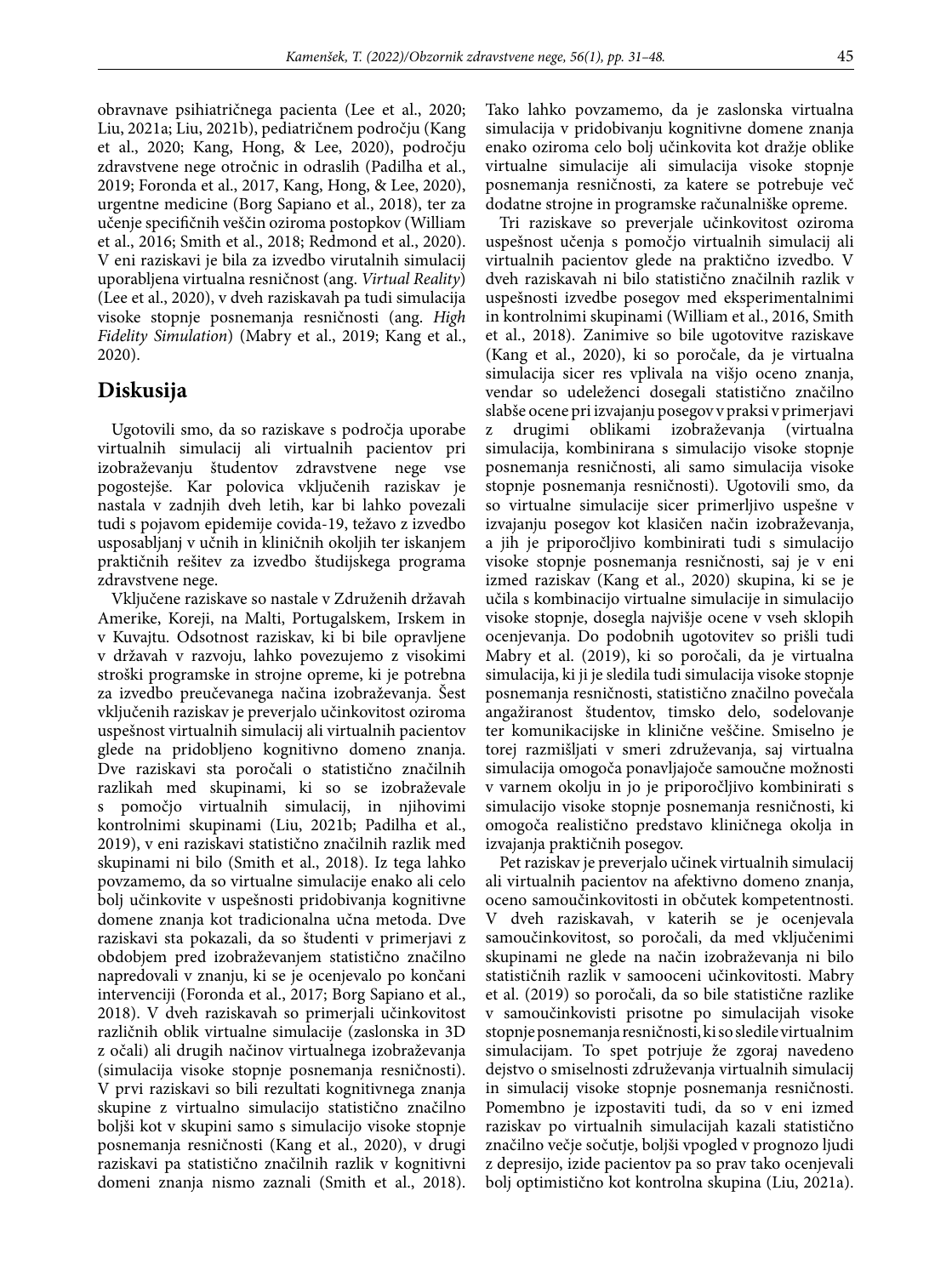obravnave psihiatričnega pacienta (Lee et al., 2020; Liu, 2021a; Liu, 2021b), pediatričnem področju (Kang et al., 2020; Kang, Hong, & Lee, 2020), področju zdravstvene nege otročnic in odraslih (Padilha et al., 2019; Foronda et al., 2017, Kang, Hong, & Lee, 2020), urgentne medicine (Borg Sapiano et al., 2018), ter za učenje specifičnih veščin oziroma postopkov (William et al., 2016; Smith et al., 2018; Redmond et al., 2020). V eni raziskavi je bila za izvedbo virutalnih simulacij uporabljena virtualna resničnost (ang. *Virtual Reality*) (Lee et al., 2020), v dveh raziskavah pa tudi simulacija visoke stopnje posnemanja resničnosti (ang. *High Fidelity Simulation*) (Mabry et al., 2019; Kang et al., 2020).

## Diskusija

Ugotovili smo, da so raziskave s področja uporabe virtualnih simulacij ali virtualnih pacientov pri izobraževanju študentov zdravstvene nege vse pogostejše. Kar polovica vključenih raziskav je nastala v zadnjih dveh letih, kar bi lahko povezali tudi s pojavom epidemije covida-19, težavo z izvedbo usposabljanj v učnih in kliničnih okoljih ter iskanjem praktičnih rešitev za izvedbo študijskega programa zdravstvene nege.

Vključene raziskave so nastale v Združenih državah Amerike, Koreji, na Malti, Portugalskem, Irskem in v Kuvajtu. Odsotnost raziskav, ki bi bile opravljene v državah v razvoju, lahko povezujemo z visokimi stroški programske in strojne opreme, ki je potrebna za izvedbo preučevanega načina izobraževanja. Šest vključenih raziskav je preverjalo učinkovitost oziroma uspešnost virtualnih simulacij ali virtualnih pacientov glede na pridobljeno kognitivno domeno znanja. Dve raziskavi sta poročali o statistično značilnih razlikah med skupinami, ki so se izobraževale s pomočjo virtualnih simulacij, in njihovimi kontrolnimi skupinami (Liu, 2021b; Padilha et al., 2019), v eni raziskavi statistično značilnih razlik med skupinami ni bilo (Smith et al., 2018). Iz tega lahko povzamemo, da so virtualne simulacije enako ali celo bolj učinkovite v uspešnosti pridobivanja kognitivne domene znanja kot tradicionalna učna metoda. Dve raziskavi sta pokazali, da so študenti v primerjavi z obdobjem pred izobraževanjem statistično značilno napredovali v znanju, ki se je ocenjevalo po končani intervenciji (Foronda et al., 2017; Borg Sapiano et al., 2018). V dveh raziskavah so primerjali učinkovitost različnih oblik virtualne simulacije (zaslonska in 3D z očali) ali drugih načinov virtualnega izobraževanja (simulacija visoke stopnje posnemanja resničnosti). V prvi raziskavi so bili rezultati kognitivnega znanja skupine z virtualno simulacijo statistično značilno boljši kot v skupini samo s simulacijo visoke stopnje posnemanja resničnosti (Kang et al., 2020), v drugi raziskavi pa statistično značilnih razlik v kognitivni domeni znanja nismo zaznali (Smith et al., 2018). Tako lahko povzamemo, da je zaslonska virtualna simulacija v pridobivanju kognitivne domene znanja enako oziroma celo bolj učinkovita kot dražje oblike virtualne simulacije ali simulacija visoke stopnje posnemanja resničnosti, za katere se potrebuje več dodatne strojne in programske računalniške opreme.

Tri raziskave so preverjale učinkovitost oziroma uspešnost učenja s pomočjo virtualnih simulacij ali virtualnih pacientov glede na praktično izvedbo. V dveh raziskavah ni bilo statistično značilnih razlik v uspešnosti izvedbe posegov med eksperimentalnimi in kontrolnimi skupinami (William et al., 2016, Smith et al., 2018). Zanimive so bile ugotovitve raziskave (Kang et al., 2020), ki so poročale, da je virtualna simulacija sicer res vplivala na višjo oceno znanja, vendar so udeleženci dosegali statistično značilno slabše ocene pri izvajanju posegov v praksi v primerjavi z drugimi oblikami izobraževanja (virtualna simulacija, kombinirana s simulacijo visoke stopnje posnemanja resničnosti, ali samo simulacija visoke stopnje posnemanja resničnosti). Ugotovili smo, da so virtualne simulacije sicer primerljivo uspešne v izvajanju posegov kot klasičen način izobraževanja, a jih je priporočljivo kombinirati tudi s simulacijo visoke stopnje posnemanja resničnosti, saj je v eni izmed raziskav (Kang et al., 2020) skupina, ki se je učila s kombinacijo virtualne simulacije in simulacijo visoke stopnje, dosegla najvišje ocene v vseh sklopih ocenjevanja. Do podobnih ugotovitev so prišli tudi Mabry et al. (2019), ki so poročali, da je virtualna simulacija, ki ji je sledila tudi simulacija visoke stopnje posnemanja resničnosti, statistično značilno povečala angažiranost študentov, timsko delo, sodelovanje ter komunikacijske in klinične veščine. Smiselno je torej razmišljati v smeri združevanja, saj virtualna simulacija omogoča ponavljajoče samoučne možnosti v varnem okolju in jo je priporočljivo kombinirati s simulacijo visoke stopnje posnemanja resničnosti, ki omogoča realistično predstavo kliničnega okolja in izvajanja praktičnih posegov.

Pet raziskav je preverjalo učinek virtualnih simulacij ali virtualnih pacientov na afektivno domeno znanja, oceno samoučinkovitosti in občutek kompetentnosti. V dveh raziskavah, v katerih se je ocenjevala samoučinkovitost, so poročali, da med vključenimi skupinami ne glede na način izobraževanja ni bilo statističnih razlik v samooceni učinkovitosti. Mabry et al. (2019) so poročali, da so bile statistične razlike v samoučinkovisti prisotne po simulacijah visoke stopnje posnemanja resničnosti, ki so sledile virtualnim simulacijam. To spet potrjuje že zgoraj navedeno dejstvo o smiselnosti združevanja virtualnih simulacij in simulacij visoke stopnje posnemanja resničnosti. Pomembno je izpostaviti tudi, da so v eni izmed raziskav po virtualnih simulacijah kazali statistično značilno večje sočutje, boljši vpogled v prognozo ljudi z depresijo, izide pacientov pa so prav tako ocenjevali bolj optimistično kot kontrolna skupina (Liu, 2021a).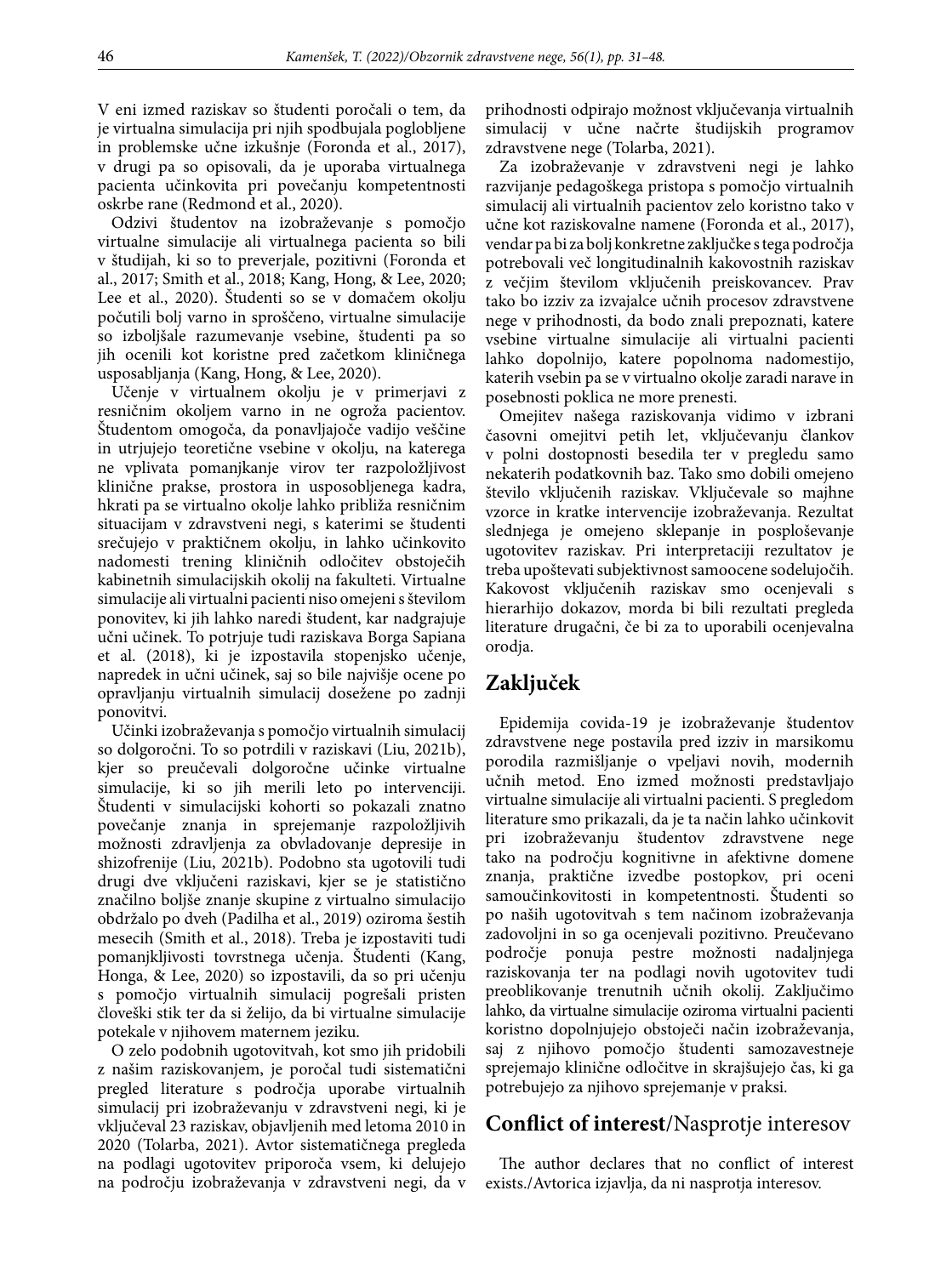V eni izmed raziskav so študenti poročali o tem, da je virtualna simulacija pri njih spodbujala poglobljene in problemske učne izkušnje (Foronda et al., 2017), v drugi pa so opisovali, da je uporaba virtualnega pacienta učinkovita pri povečanju kompetentnosti oskrbe rane (Redmond et al., 2020).

Odzivi študentov na izobraževanje s pomočjo virtualne simulacije ali virtualnega pacienta so bili v študijah, ki so to preverjale, pozitivni (Foronda et al., 2017; Smith et al., 2018; Kang, Hong, & Lee, 2020; Lee et al., 2020). Študenti so se v domačem okolju počutili bolj varno in sproščeno, virtualne simulacije so izboljšale razumevanje vsebine, študenti pa so jih ocenili kot koristne pred začetkom kliničnega usposabljanja (Kang, Hong, & Lee, 2020).

Učenje v virtualnem okolju je v primerjavi z resničnim okoljem varno in ne ogroža pacientov. Študentom omogoča, da ponavljajoče vadijo veščine in utrjujejo teoretične vsebine v okolju, na katerega ne vplivata pomanjkanje virov ter razpoložljivost klinične prakse, prostora in usposobljenega kadra, hkrati pa se virtualno okolje lahko približa resničnim situacijam v zdravstveni negi, s katerimi se študenti srečujejo v praktičnem okolju, in lahko učinkovito nadomesti trening kliničnih odločitev obstoječih kabinetnih simulacijskih okolij na fakulteti. Virtualne simulacije ali virtualni pacienti niso omejeni s številom ponovitev, ki jih lahko naredi študent, kar nadgrajuje učni učinek. To potrjuje tudi raziskava Borga Sapiana et al. (2018), ki je izpostavila stopenjsko učenje, napredek in učni učinek, saj so bile najvišje ocene po opravljanju virtualnih simulacij dosežene po zadnji ponovitvi.

Učinki izobraževanja s pomočjo virtualnih simulacij so dolgoročni. To so potrdili v raziskavi (Liu, 2021b), kjer so preučevali dolgoročne učinke virtualne simulacije, ki so jih merili leto po intervenciji. Študenti v simulacijski kohorti so pokazali znatno povečanje znanja in sprejemanje razpoložljivih možnosti zdravljenja za obvladovanje depresije in shizofrenije (Liu, 2021b). Podobno sta ugotovili tudi drugi dve vključeni raziskavi, kjer se je statistično značilno boljše znanje skupine z virtualno simulacijo obdržalo po dveh (Padilha et al., 2019) oziroma šestih mesecih (Smith et al., 2018). Treba je izpostaviti tudi pomanjkljivosti tovrstnega učenja. Študenti (Kang, Honga, & Lee, 2020) so izpostavili, da so pri učenju s pomočjo virtualnih simulacij pogrešali pristen človeški stik ter da si želijo, da bi virtualne simulacije potekale v njihovem maternem jeziku.

O zelo podobnih ugotovitvah, kot smo jih pridobili z našim raziskovanjem, je poročal tudi sistematični pregled literature s področja uporabe virtualnih simulacij pri izobraževanju v zdravstveni negi, ki je vključeval 23 raziskav, objavljenih med letoma 2010 in 2020 (Tolarba, 2021). Avtor sistematičnega pregleda na podlagi ugotovitev priporoča vsem, ki delujejo na področju izobraževanja v zdravstveni negi, da v prihodnosti odpirajo možnost vključevanja virtualnih simulacij v učne načrte študijskih programov zdravstvene nege (Tolarba, 2021).

Za izobraževanje v zdravstveni negi je lahko razvijanje pedagoškega pristopa s pomočjo virtualnih simulacij ali virtualnih pacientov zelo koristno tako v učne kot raziskovalne namene (Foronda et al., 2017), vendar pa bi za bolj konkretne zaključke s tega področja potrebovali več longitudinalnih kakovostnih raziskav z večjim številom vključenih preiskovancev. Prav tako bo izziv za izvajalce učnih procesov zdravstvene nege v prihodnosti, da bodo znali prepoznati, katere vsebine virtualne simulacije ali virtualni pacienti lahko dopolnijo, katere popolnoma nadomestijo, katerih vsebin pa se v virtualno okolje zaradi narave in posebnosti poklica ne more prenesti.

Omejitev našega raziskovanja vidimo v izbrani časovni omejitvi petih let, vključevanju člankov v polni dostopnosti besedila ter v pregledu samo nekaterih podatkovnih baz. Tako smo dobili omejeno število vključenih raziskav. Vključevale so majhne vzorce in kratke intervencije izobraževanja. Rezultat slednjega je omejeno sklepanje in posploševanje ugotovitev raziskav. Pri interpretaciji rezultatov je treba upoštevati subjektivnost samoocene sodelujočih. Kakovost vključenih raziskav smo ocenjevali s hierarhijo dokazov, morda bi bili rezultati pregleda literature drugačni, če bi za to uporabili ocenjevalna orodja.

## Zaključek

Epidemija covida-19 je izobraževanje študentov zdravstvene nege postavila pred izziv in marsikomu porodila razmišljanje o vpeljavi novih, modernih učnih metod. Eno izmed možnosti predstavljajo virtualne simulacije ali virtualni pacienti. S pregledom literature smo prikazali, da je ta način lahko učinkovit pri izobraževanju študentov zdravstvene nege tako na področju kognitivne in afektivne domene znanja, praktične izvedbe postopkov, pri oceni samoučinkovitosti in kompetentnosti. Študenti so po naših ugotovitvah s tem načinom izobraževanja zadovoljni in so ga ocenjevali pozitivno. Preučevano področje ponuja pestre možnosti nadaljnjega raziskovanja ter na podlagi novih ugotovitev tudi preoblikovanje trenutnih učnih okolij. Zaključimo lahko, da virtualne simulacije oziroma virtualni pacienti koristno dopolnjujejo obstoječi način izobraževanja, saj z njihovo pomočjo študenti samozavestneje sprejemajo klinične odločitve in skrajšujejo čas, ki ga potrebujejo za njihovo sprejemanje v praksi.

## **Conflict of interest**/Nasprotje interesov

The author declares that no conflict of interest exists./Avtorica izjavlja, da ni nasprotja interesov.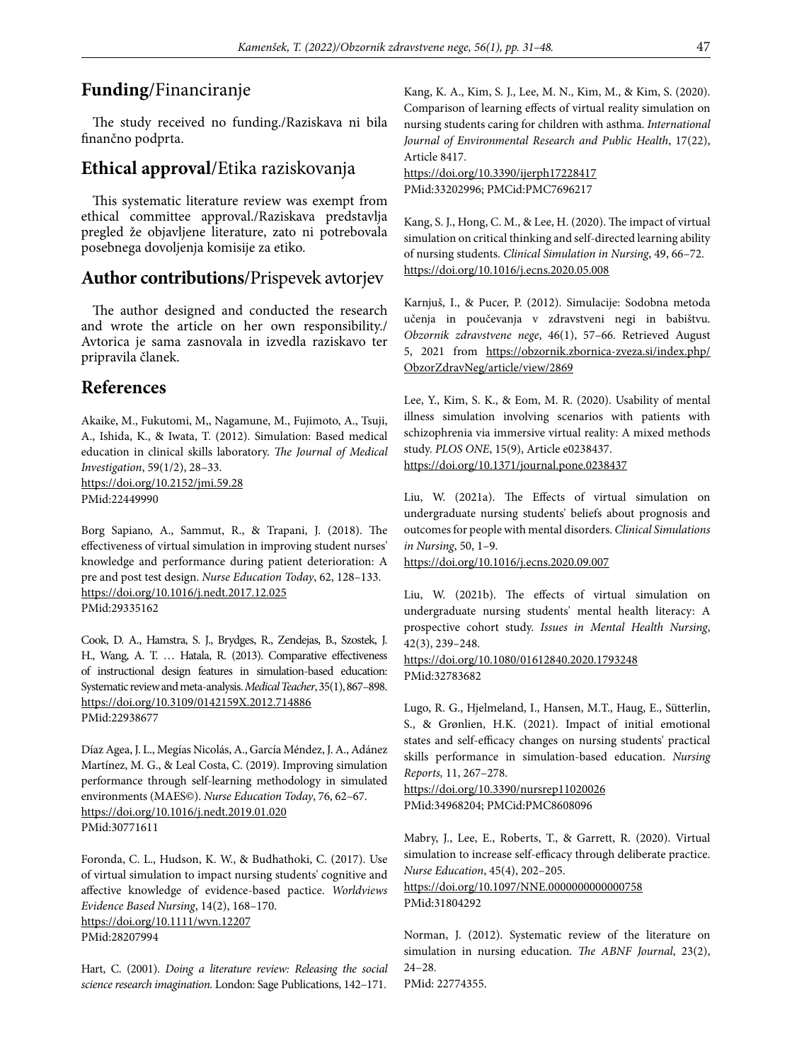## Funding/Financiranje

The study received no funding./Raziskava ni bila finančno podprta.

## Ethical approval/Etika raziskovanja

This systematic literature review was exempt from ethical committee approval./Raziskava predstavlja pregled že objavljene literature, zato ni potrebovala posebnega dovoljenja komisije za etiko.

## Author contributions/Prispevek avtorjev

The author designed and conducted the research and wrote the article on her own responsibility./ Avtorica je sama zasnovala in izvedla raziskavo ter pripravila članek.

## References

Akaike, M., Fukutomi, M,, Nagamune, M., Fujimoto, A., Tsuji, A., Ishida, K., & Iwata, T. (2012). Simulation: Based medical education in clinical skills laboratory. *The Journal of Medical Investigation*, 59(1/2), 28–33.
https://doi.org/10.2152/jmi.59.28
PMid:22449990

Borg Sapiano, A., Sammut, R., & Trapani, J. (2018). The effectiveness of virtual simulation in improving student nurses' knowledge and performance during patient deterioration: A pre and post test design. *Nurse Education Today*, 62, 128–133.
https://doi.org/10.1016/j.nedt.2017.12.025
PMid:29335162

Cook, D. A., Hamstra, S. J., Brydges, R., Zendejas, B., Szostek, J. H., Wang, A. T. … Hatala, R. (2013). Comparative effectiveness of instructional design features in simulation-based education: Systematic review and meta-analysis. *Medical Teacher*, 35(1), 867–898.
https://doi.org/10.3109/0142159X.2012.714886
PMid:22938677

Díaz Agea, J. L., Megías Nicolás, A., García Méndez, J. A., Adánez Martínez, M. G., & Leal Costa, C. (2019). Improving simulation performance through self-learning methodology in simulated environments (MAES©). *Nurse Education Today*, 76, 62–67.
https://doi.org/10.1016/j.nedt.2019.01.020
PMid:30771611

Foronda, C. L., Hudson, K. W., & Budhathoki, C. (2017). Use of virtual simulation to impact nursing students' cognitive and affective knowledge of evidence-based pactice. *Worldviews Evidence Based Nursing*, 14(2), 168–170.
https://doi.org/10.1111/wvn.12207
PMid:28207994

Hart, C. (2001). *Doing a literature review: Releasing the social science research imagination.* London: Sage Publications, 142–171.

Kang, K. A., Kim, S. J., Lee, M. N., Kim, M., & Kim, S. (2020). Comparison of learning effects of virtual reality simulation on nursing students caring for children with asthma. *International Journal of Environmental Research and Public Health*, 17(22), Article 8417.
https://doi.org/10.3390/ijerph17228417
PMid:33202996; PMCid:PMC7696217

Kang, S. J., Hong, C. M., & Lee, H. (2020). The impact of virtual simulation on critical thinking and self-directed learning ability of nursing students. *Clinical Simulation in Nursing*, 49, 66–72.
https://doi.org/10.1016/j.ecns.2020.05.008

Karnjuš, I., & Pucer, P. (2012). Simulacije: Sodobna metoda učenja in poučevanja v zdravstveni negi in babištvu. *Obzornik zdravstvene nege*, 46(1), 57–66. Retrieved August 5, 2021 from https://obzornik.zbornica-zveza.si/index.php/ObzorZdravNeg/article/view/2869

Lee, Y., Kim, S. K., & Eom, M. R. (2020). Usability of mental illness simulation involving scenarios with patients with schizophrenia via immersive virtual reality: A mixed methods study. *PLOS ONE*, 15(9), Article e0238437.
https://doi.org/10.1371/journal.pone.0238437

Liu, W. (2021a). The Effects of virtual simulation on undergraduate nursing students' beliefs about prognosis and outcomes for people with mental disorders. *Clinical Simulations in Nursing*, 50, 1–9.
https://doi.org/10.1016/j.ecns.2020.09.007

Liu, W. (2021b). The effects of virtual simulation on undergraduate nursing students' mental health literacy: A prospective cohort study. *Issues in Mental Health Nursing*, 42(3), 239–248.
https://doi.org/10.1080/01612840.2020.1793248
PMid:32783682

Lugo, R. G., Hjelmeland, I., Hansen, M.T., Haug, E., Sütterlin, S., & Grønlien, H.K. (2021). Impact of initial emotional states and self-efficacy changes on nursing students' practical skills performance in simulation-based education. *Nursing Reports,* 11, 267–278.
https://doi.org/10.3390/nursrep11020026
PMid:34968204; PMCid:PMC8608096

Mabry, J., Lee, E., Roberts, T., & Garrett, R. (2020). Virtual simulation to increase self-efficacy through deliberate practice. *Nurse Education*, 45(4), 202–205.
https://doi.org/10.1097/NNE.0000000000000758
PMid:31804292

Norman, J. (2012). Systematic review of the literature on simulation in nursing education. *The ABNF Journal*, 23(2), 24–28.
PMid: 22774355.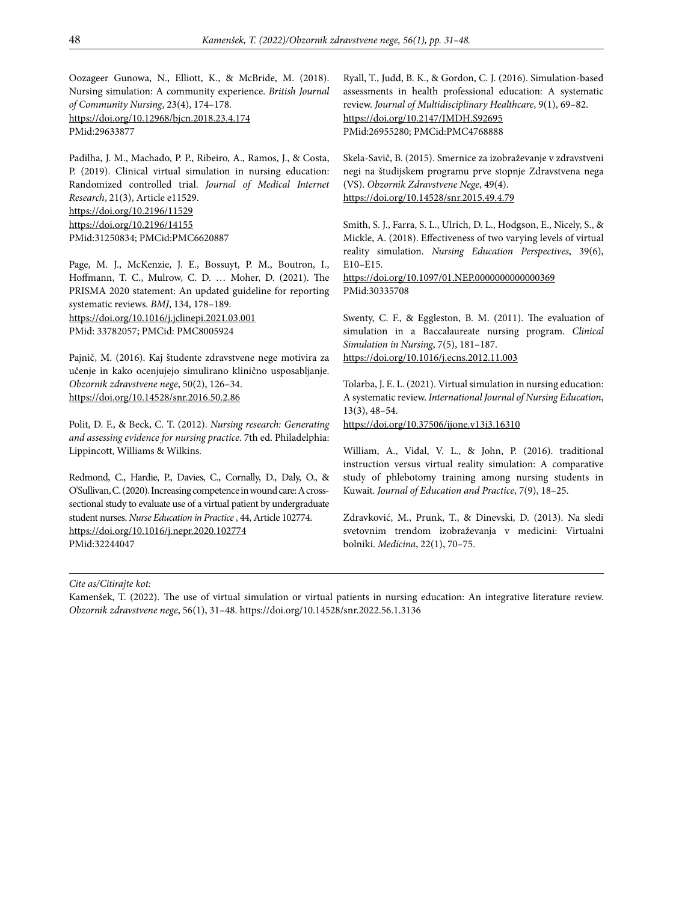Oozageer Gunowa, N., Elliott, K., & McBride, M. (2018). Nursing simulation: A community experience. *British Journal of Community Nursing*, 23(4), 174–178.
https://doi.org/10.12968/bjcn.2018.23.4.174
PMid:29633877

Padilha, J. M., Machado, P. P., Ribeiro, A., Ramos, J., & Costa, P. (2019). Clinical virtual simulation in nursing education: Randomized controlled trial. *Journal of Medical Internet Research*, 21(3), Article e11529.
https://doi.org/10.2196/11529
https://doi.org/10.2196/14155
PMid:31250834; PMCid:PMC6620887

Page, M. J., McKenzie, J. E., Bossuyt, P. M., Boutron, I., Hoffmann, T. C., Mulrow, C. D. … Moher, D. (2021). The PRISMA 2020 statement: An updated guideline for reporting systematic reviews. *BMJ*, 134, 178–189.
https://doi.org/10.1016/j.jclinepi.2021.03.001
PMid: 33782057; PMCid: PMC8005924

Pajnič, M. (2016). Kaj študente zdravstvene nege motivira za učenje in kako ocenjujejo simulirano klinično usposabljanje. *Obzornik zdravstvene nege*, 50(2), 126–34.
https://doi.org/10.14528/snr.2016.50.2.86

Polit, D. F., & Beck, C. T. (2012). *Nursing research: Generating and assessing evidence for nursing practice*. 7th ed. Philadelphia: Lippincott, Williams & Wilkins.

Redmond, C., Hardie, P., Davies, C., Cornally, D., Daly, O., & O'Sullivan, C. (2020). Increasing competence in wound care: A cross-sectional study to evaluate use of a virtual patient by undergraduate student nurses. *Nurse Education in Practice* , 44, Article 102774.
https://doi.org/10.1016/j.nepr.2020.102774
PMid:32244047

Ryall, T., Judd, B. K., & Gordon, C. J. (2016). Simulation-based assessments in health professional education: A systematic review. *Journal of Multidisciplinary Healthcare*, 9(1), 69–82.
https://doi.org/10.2147/JMDH.S92695
PMid:26955280; PMCid:PMC4768888

Skela-Savič, B. (2015). Smernice za izobraževanje v zdravstveni negi na študijskem programu prve stopnje Zdravstvena nega (VS). *Obzornik Zdravstvene Nege*, 49(4).
https://doi.org/10.14528/snr.2015.49.4.79

Smith, S. J., Farra, S. L., Ulrich, D. L., Hodgson, E., Nicely, S., & Mickle, A. (2018). Effectiveness of two varying levels of virtual reality simulation. *Nursing Education Perspectives*, 39(6), E10–E15.
https://doi.org/10.1097/01.NEP.0000000000000369
PMid:30335708

Swenty, C. F., & Eggleston, B. M. (2011). The evaluation of simulation in a Baccalaureate nursing program. *Clinical Simulation in Nursing*, 7(5), 181–187.
https://doi.org/10.1016/j.ecns.2012.11.003

Tolarba, J. E. L. (2021). Virtual simulation in nursing education: A systematic review. *International Journal of Nursing Education*, 13(3), 48–54.
https://doi.org/10.37506/ijone.v13i3.16310

William, A., Vidal, V. L., & John, P. (2016). traditional instruction versus virtual reality simulation: A comparative study of phlebotomy training among nursing students in Kuwait. *Journal of Education and Practice*, 7(9), 18–25.

Zdravković, M., Prunk, T., & Dinevski, D. (2013). Na sledi svetovnim trendom izobraževanja v medicini: Virtualni bolniki. *Medicina*, 22(1), 70–75.

*Cite as/Citirajte kot:*

Kamenšek, T. (2022). The use of virtual simulation or virtual patients in nursing education: An integrative literature review. *Obzornik zdravstvene nege*, 56(1), 31–48. https://doi.org/10.14528/snr.2022.56.1.3136